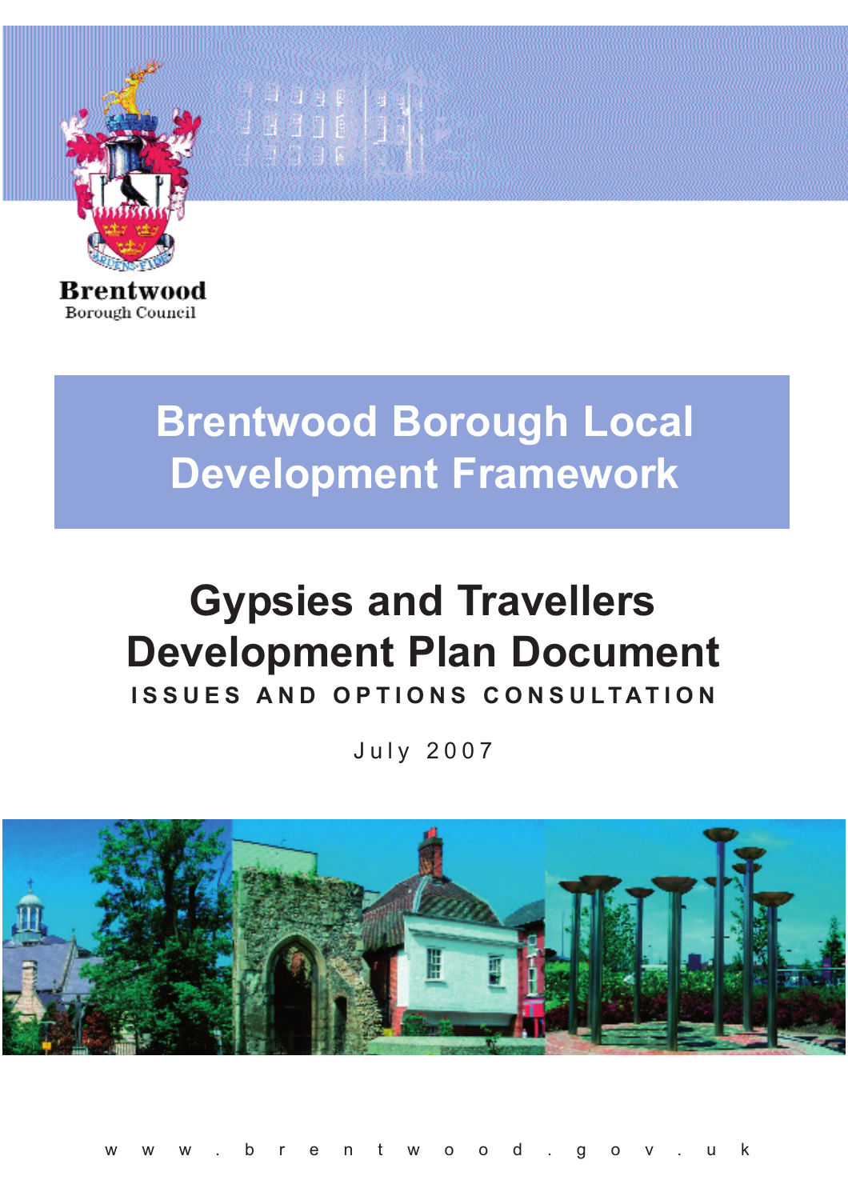Brentwood
Borough Council

# Brentwood Borough Local Development Framework

# Gypsies and Travellers Development Plan Document

## ISSUES AND OPTIONS CONSULTATION

July 2007

www.brentwood.gov.uk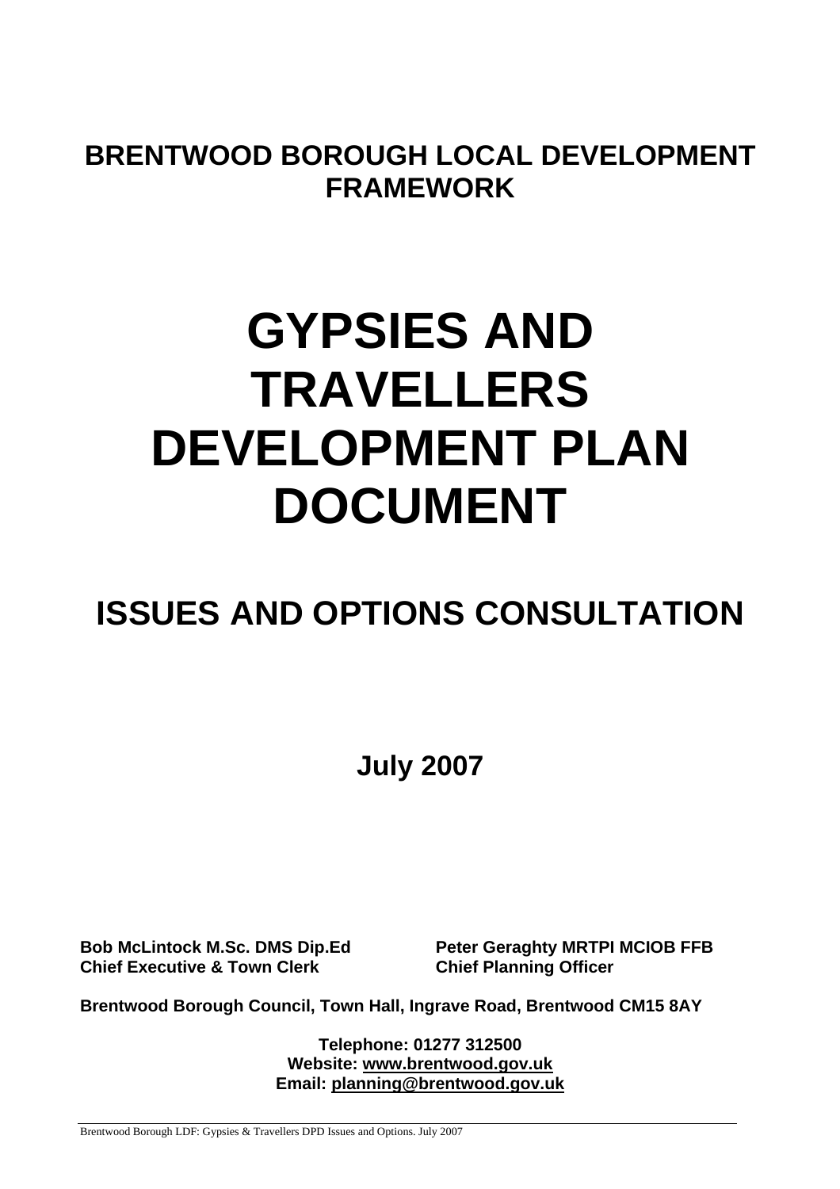**BRENTWOOD BOROUGH LOCAL DEVELOPMENT FRAMEWORK**

# GYPSIES AND TRAVELLERS DEVELOPMENT PLAN DOCUMENT

## ISSUES AND OPTIONS CONSULTATION

**July 2007**

**Bob McLintock M.Sc. DMS Dip.Ed**
**Chief Executive & Town Clerk**

**Peter Geraghty MRTPI MCIOB FFB**
**Chief Planning Officer**

**Brentwood Borough Council, Town Hall, Ingrave Road, Brentwood CM15 8AY**

**Telephone: 01277 312500**
**Website: www.brentwood.gov.uk**
**Email: planning@brentwood.gov.uk**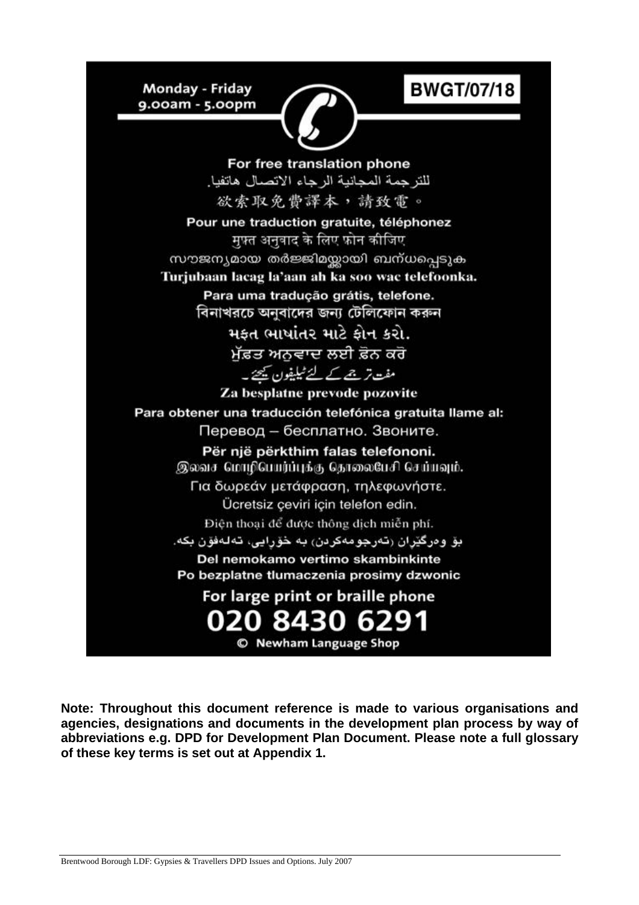Monday - Friday
9.00am - 5.00pm

**BWGT/07/18**

For free translation phone

للترجمة المجانية الرجاء الاتصال هاتفيا.

欲索取免費譯本，請致電。

Pour une traduction gratuite, téléphonez

मुफ्त अनुवाद के लिए फ़ोन कीजिए

സൗജന്യമായ തർജ്ജിമയ്ക്കായി ബന്ധപ്പെടുക

Turjubaan lacag la'aan ah ka soo wac telefoonka.

Para uma tradução grátis, telefone.

বিনাখরচে অনুবাদের জন্য টেলিফোন করুন

મફત ભાષાંતર માટે ફોન કરો.

ਮੁੱਫ਼ਤ ਅਨੁਵਾਦ ਲਈ ਫ਼ੋਨ ਕਰੋ

مفت ترجمے کے لئے ٹیلیفون کیجئے۔

Za besplatne prevode pozovite

Para obtener una traducción telefónica gratuita llame al:

Перевод – бесплатно. Звоните.

Për një përkthim falas telefononi.

இலவச மொழிபெயர்ப்புக்கு தொலைபேசி செய்யவும்.

Για δωρεάν μετάφραση, τηλεφωνήστε.

Ücretsiz çeviri için telefon edin.

Điện thoại để được thông dịch miễn phí.

بۆ وەرگێڕان (تەرجومەکردن) بە خۆرایی، تەلەفۆن بکە.

Del nemokamo vertimo skambinkinte

Po bezplatne tlumaczenia prosimy dzwonic

For large print or braille phone

**020 8430 6291**

© Newham Language Shop

**Note: Throughout this document reference is made to various organisations and agencies, designations and documents in the development plan process by way of abbreviations e.g. DPD for Development Plan Document. Please note a full glossary of these key terms is set out at Appendix 1.**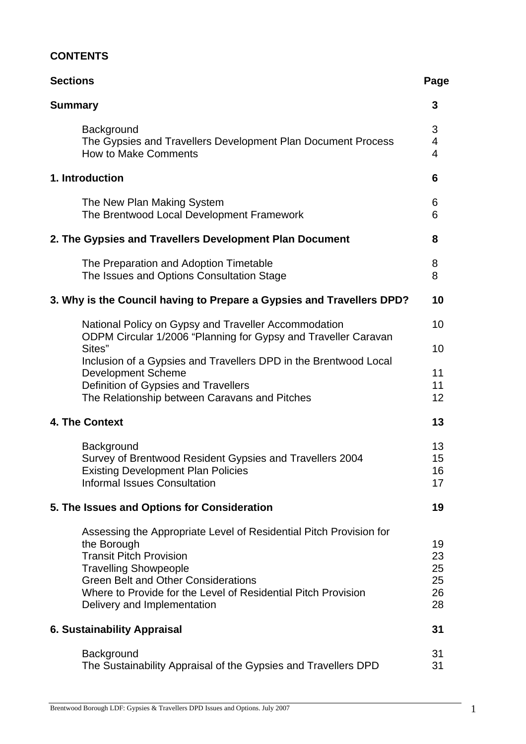# CONTENTS

| Sections | Page |
|---|---|
| **Summary** | **3** |
| Background | 3 |
| The Gypsies and Travellers Development Plan Document Process | 4 |
| How to Make Comments | 4 |
| **1. Introduction** | **6** |
| The New Plan Making System | 6 |
| The Brentwood Local Development Framework | 6 |
| **2. The Gypsies and Travellers Development Plan Document** | **8** |
| The Preparation and Adoption Timetable | 8 |
| The Issues and Options Consultation Stage | 8 |
| **3. Why is the Council having to Prepare a Gypsies and Travellers DPD?** | **10** |
| National Policy on Gypsy and Traveller Accommodation | 10 |
| ODPM Circular 1/2006 "Planning for Gypsy and Traveller Caravan Sites" | 10 |
| Inclusion of a Gypsies and Travellers DPD in the Brentwood Local Development Scheme | 11 |
| Definition of Gypsies and Travellers | 11 |
| The Relationship between Caravans and Pitches | 12 |
| **4. The Context** | **13** |
| Background | 13 |
| Survey of Brentwood Resident Gypsies and Travellers 2004 | 15 |
| Existing Development Plan Policies | 16 |
| Informal Issues Consultation | 17 |
| **5. The Issues and Options for Consideration** | **19** |
| Assessing the Appropriate Level of Residential Pitch Provision for the Borough | 19 |
| Transit Pitch Provision | 23 |
| Travelling Showpeople | 25 |
| Green Belt and Other Considerations | 25 |
| Where to Provide for the Level of Residential Pitch Provision | 26 |
| Delivery and Implementation | 28 |
| **6. Sustainability Appraisal** | **31** |
| Background | 31 |
| The Sustainability Appraisal of the Gypsies and Travellers DPD | 31 |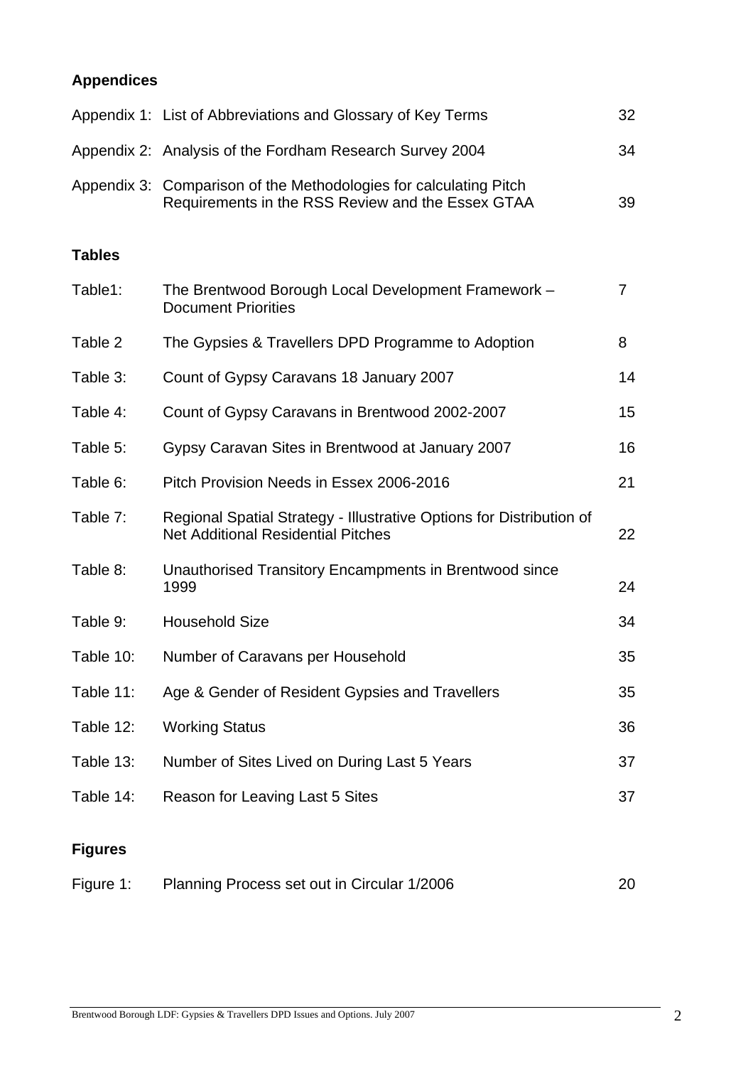## Appendices

| | | |
|---|---|---|
| Appendix 1: | List of Abbreviations and Glossary of Key Terms | 32 |
| Appendix 2: | Analysis of the Fordham Research Survey 2004 | 34 |
| Appendix 3: | Comparison of the Methodologies for calculating Pitch Requirements in the RSS Review and the Essex GTAA | 39 |

## Tables

| | | |
|---|---|---|
| Table1: | The Brentwood Borough Local Development Framework – Document Priorities | 7 |
| Table 2 | The Gypsies & Travellers DPD Programme to Adoption | 8 |
| Table 3: | Count of Gypsy Caravans 18 January 2007 | 14 |
| Table 4: | Count of Gypsy Caravans in Brentwood 2002-2007 | 15 |
| Table 5: | Gypsy Caravan Sites in Brentwood at January 2007 | 16 |
| Table 6: | Pitch Provision Needs in Essex 2006-2016 | 21 |
| Table 7: | Regional Spatial Strategy - Illustrative Options for Distribution of Net Additional Residential Pitches | 22 |
| Table 8: | Unauthorised Transitory Encampments in Brentwood since 1999 | 24 |
| Table 9: | Household Size | 34 |
| Table 10: | Number of Caravans per Household | 35 |
| Table 11: | Age & Gender of Resident Gypsies and Travellers | 35 |
| Table 12: | Working Status | 36 |
| Table 13: | Number of Sites Lived on During Last 5 Years | 37 |
| Table 14: | Reason for Leaving Last 5 Sites | 37 |

## Figures

| | | |
|---|---|---|
| Figure 1: | Planning Process set out in Circular 1/2006 | 20 |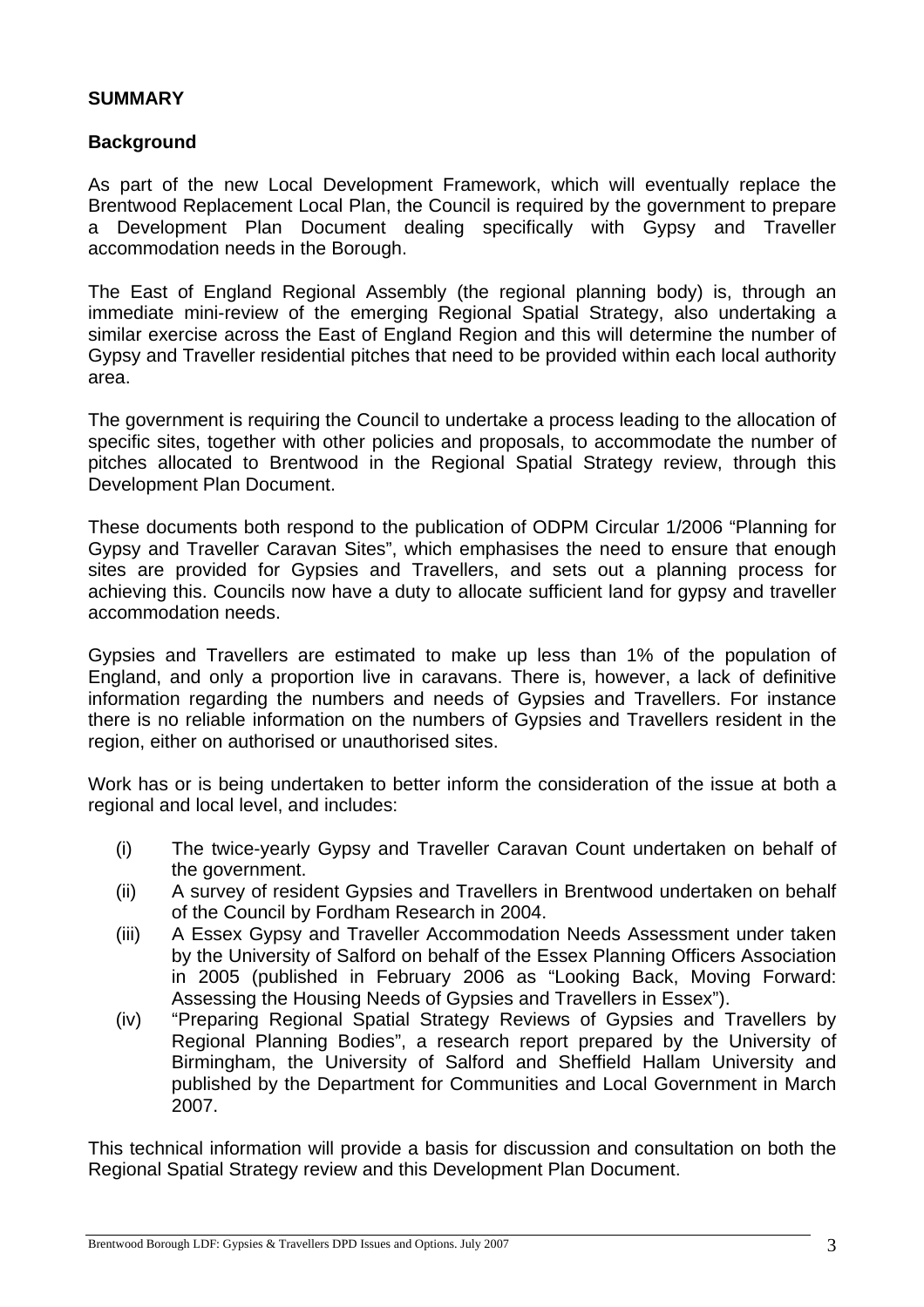## SUMMARY

### Background

As part of the new Local Development Framework, which will eventually replace the Brentwood Replacement Local Plan, the Council is required by the government to prepare a Development Plan Document dealing specifically with Gypsy and Traveller accommodation needs in the Borough.

The East of England Regional Assembly (the regional planning body) is, through an immediate mini-review of the emerging Regional Spatial Strategy, also undertaking a similar exercise across the East of England Region and this will determine the number of Gypsy and Traveller residential pitches that need to be provided within each local authority area.

The government is requiring the Council to undertake a process leading to the allocation of specific sites, together with other policies and proposals, to accommodate the number of pitches allocated to Brentwood in the Regional Spatial Strategy review, through this Development Plan Document.

These documents both respond to the publication of ODPM Circular 1/2006 "Planning for Gypsy and Traveller Caravan Sites", which emphasises the need to ensure that enough sites are provided for Gypsies and Travellers, and sets out a planning process for achieving this. Councils now have a duty to allocate sufficient land for gypsy and traveller accommodation needs.

Gypsies and Travellers are estimated to make up less than 1% of the population of England, and only a proportion live in caravans. There is, however, a lack of definitive information regarding the numbers and needs of Gypsies and Travellers. For instance there is no reliable information on the numbers of Gypsies and Travellers resident in the region, either on authorised or unauthorised sites.

Work has or is being undertaken to better inform the consideration of the issue at both a regional and local level, and includes:

- (i) The twice-yearly Gypsy and Traveller Caravan Count undertaken on behalf of the government.
- (ii) A survey of resident Gypsies and Travellers in Brentwood undertaken on behalf of the Council by Fordham Research in 2004.
- (iii) A Essex Gypsy and Traveller Accommodation Needs Assessment under taken by the University of Salford on behalf of the Essex Planning Officers Association in 2005 (published in February 2006 as "Looking Back, Moving Forward: Assessing the Housing Needs of Gypsies and Travellers in Essex").
- (iv) "Preparing Regional Spatial Strategy Reviews of Gypsies and Travellers by Regional Planning Bodies", a research report prepared by the University of Birmingham, the University of Salford and Sheffield Hallam University and published by the Department for Communities and Local Government in March 2007.

This technical information will provide a basis for discussion and consultation on both the Regional Spatial Strategy review and this Development Plan Document.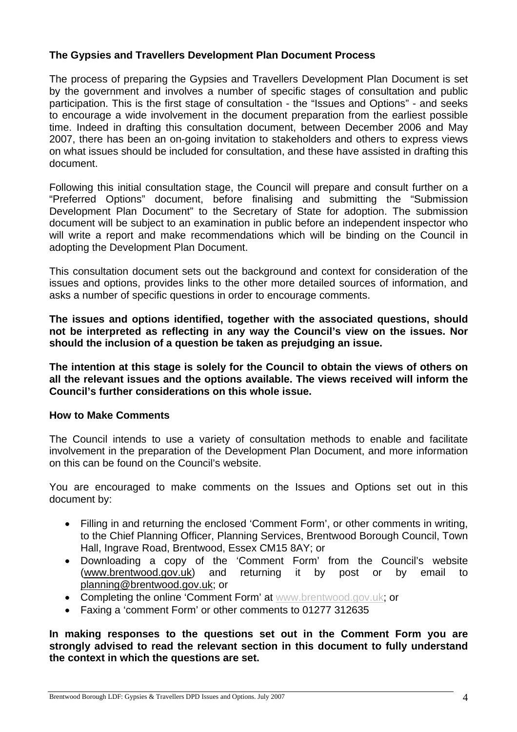### The Gypsies and Travellers Development Plan Document Process

The process of preparing the Gypsies and Travellers Development Plan Document is set by the government and involves a number of specific stages of consultation and public participation. This is the first stage of consultation - the "Issues and Options" - and seeks to encourage a wide involvement in the document preparation from the earliest possible time. Indeed in drafting this consultation document, between December 2006 and May 2007, there has been an on-going invitation to stakeholders and others to express views on what issues should be included for consultation, and these have assisted in drafting this document.

Following this initial consultation stage, the Council will prepare and consult further on a "Preferred Options" document, before finalising and submitting the "Submission Development Plan Document" to the Secretary of State for adoption. The submission document will be subject to an examination in public before an independent inspector who will write a report and make recommendations which will be binding on the Council in adopting the Development Plan Document.

This consultation document sets out the background and context for consideration of the issues and options, provides links to the other more detailed sources of information, and asks a number of specific questions in order to encourage comments.

**The issues and options identified, together with the associated questions, should not be interpreted as reflecting in any way the Council's view on the issues. Nor should the inclusion of a question be taken as prejudging an issue.**

**The intention at this stage is solely for the Council to obtain the views of others on all the relevant issues and the options available. The views received will inform the Council's further considerations on this whole issue.**

### How to Make Comments

The Council intends to use a variety of consultation methods to enable and facilitate involvement in the preparation of the Development Plan Document, and more information on this can be found on the Council's website.

You are encouraged to make comments on the Issues and Options set out in this document by:

- Filling in and returning the enclosed 'Comment Form', or other comments in writing, to the Chief Planning Officer, Planning Services, Brentwood Borough Council, Town Hall, Ingrave Road, Brentwood, Essex CM15 8AY; or
- Downloading a copy of the 'Comment Form' from the Council's website (www.brentwood.gov.uk) and returning it by post or by email to planning@brentwood.gov.uk; or
- Completing the online 'Comment Form' at www.brentwood.gov.uk; or
- Faxing a 'comment Form' or other comments to 01277 312635

**In making responses to the questions set out in the Comment Form you are strongly advised to read the relevant section in this document to fully understand the context in which the questions are set.**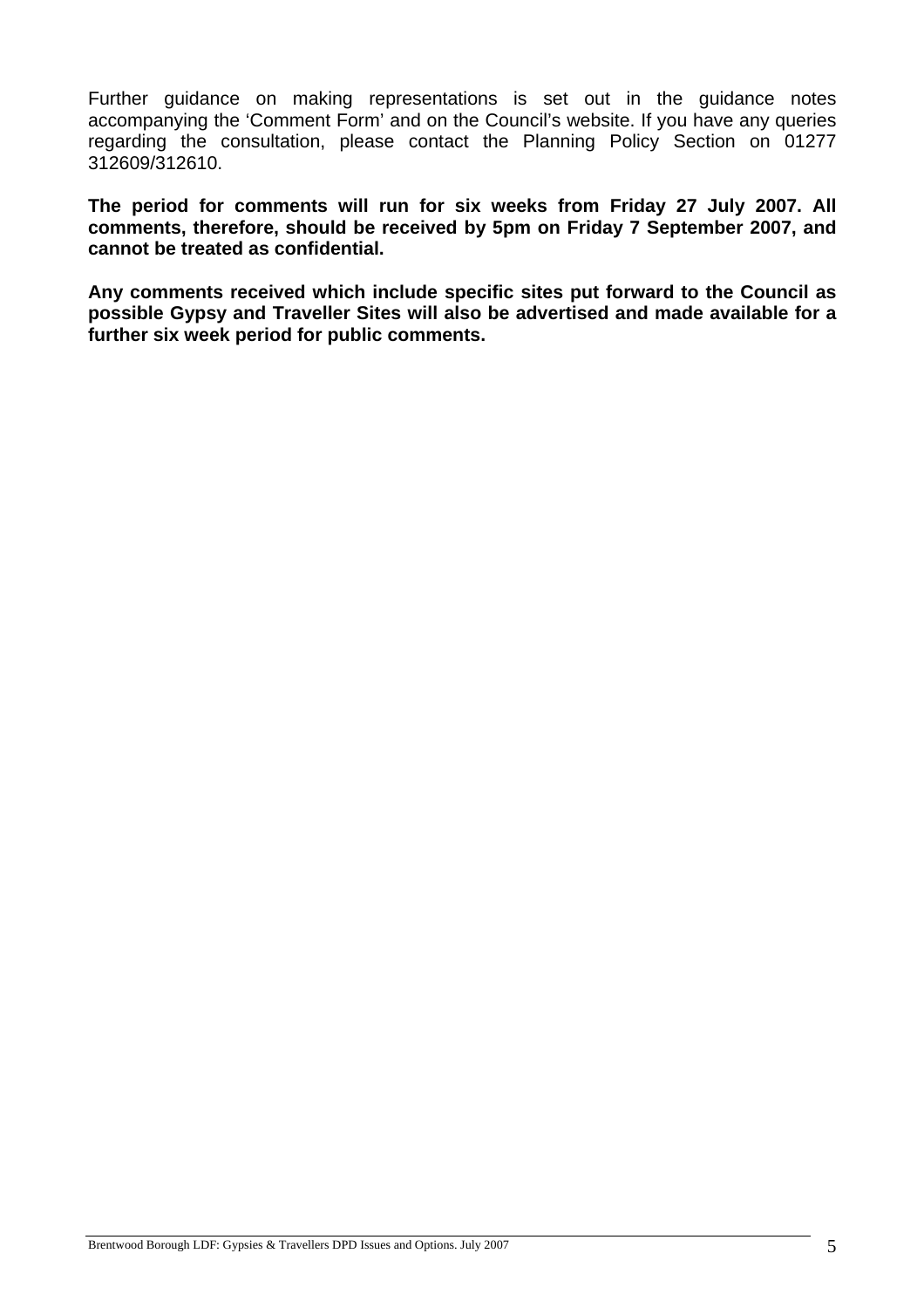Further guidance on making representations is set out in the guidance notes accompanying the 'Comment Form' and on the Council's website. If you have any queries regarding the consultation, please contact the Planning Policy Section on 01277 312609/312610.

**The period for comments will run for six weeks from Friday 27 July 2007. All comments, therefore, should be received by 5pm on Friday 7 September 2007, and cannot be treated as confidential.**

**Any comments received which include specific sites put forward to the Council as possible Gypsy and Traveller Sites will also be advertised and made available for a further six week period for public comments.**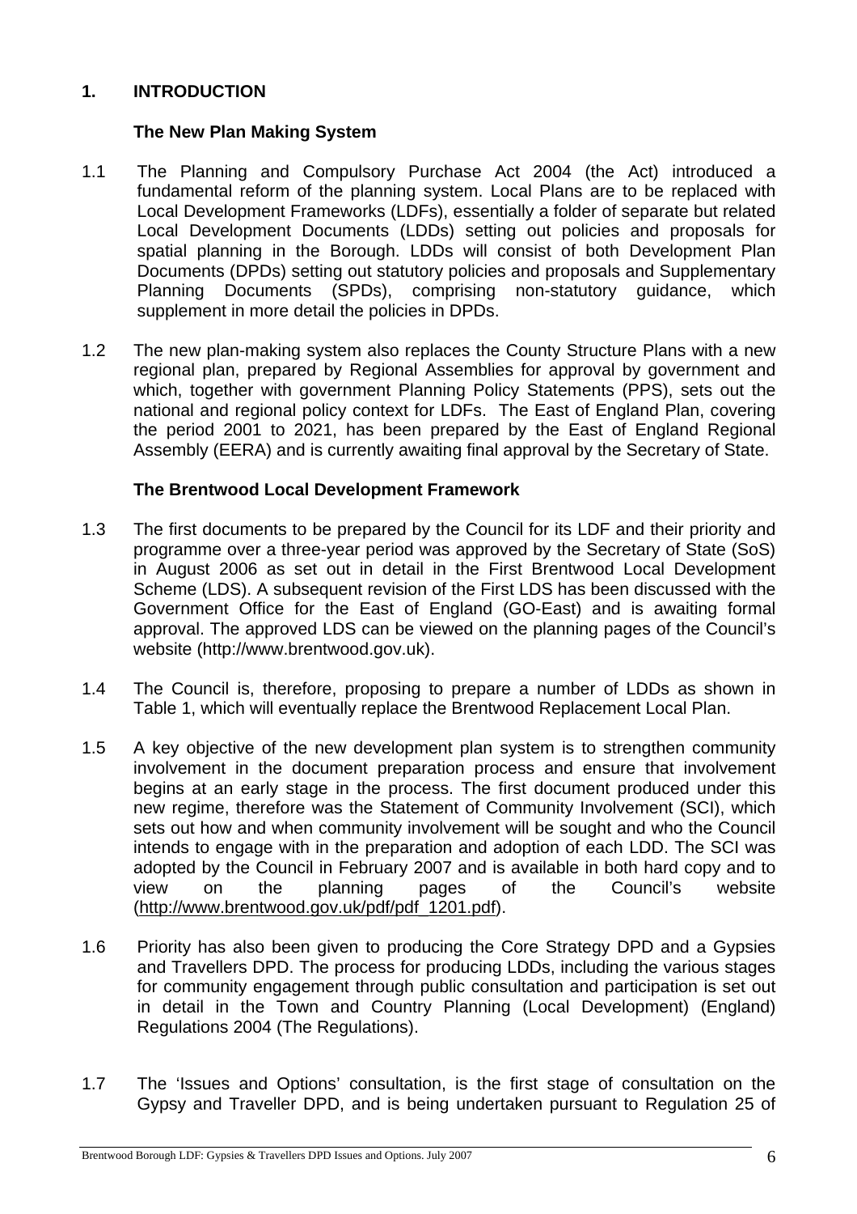## 1. INTRODUCTION

### The New Plan Making System

1.1 The Planning and Compulsory Purchase Act 2004 (the Act) introduced a fundamental reform of the planning system. Local Plans are to be replaced with Local Development Frameworks (LDFs), essentially a folder of separate but related Local Development Documents (LDDs) setting out policies and proposals for spatial planning in the Borough. LDDs will consist of both Development Plan Documents (DPDs) setting out statutory policies and proposals and Supplementary Planning Documents (SPDs), comprising non-statutory guidance, which supplement in more detail the policies in DPDs.

1.2 The new plan-making system also replaces the County Structure Plans with a new regional plan, prepared by Regional Assemblies for approval by government and which, together with government Planning Policy Statements (PPS), sets out the national and regional policy context for LDFs. The East of England Plan, covering the period 2001 to 2021, has been prepared by the East of England Regional Assembly (EERA) and is currently awaiting final approval by the Secretary of State.

### The Brentwood Local Development Framework

1.3 The first documents to be prepared by the Council for its LDF and their priority and programme over a three-year period was approved by the Secretary of State (SoS) in August 2006 as set out in detail in the First Brentwood Local Development Scheme (LDS). A subsequent revision of the First LDS has been discussed with the Government Office for the East of England (GO-East) and is awaiting formal approval. The approved LDS can be viewed on the planning pages of the Council's website (http://www.brentwood.gov.uk).

1.4 The Council is, therefore, proposing to prepare a number of LDDs as shown in Table 1, which will eventually replace the Brentwood Replacement Local Plan.

1.5 A key objective of the new development plan system is to strengthen community involvement in the document preparation process and ensure that involvement begins at an early stage in the process. The first document produced under this new regime, therefore was the Statement of Community Involvement (SCI), which sets out how and when community involvement will be sought and who the Council intends to engage with in the preparation and adoption of each LDD. The SCI was adopted by the Council in February 2007 and is available in both hard copy and to view on the planning pages of the Council's website (http://www.brentwood.gov.uk/pdf/pdf_1201.pdf).

1.6 Priority has also been given to producing the Core Strategy DPD and a Gypsies and Travellers DPD. The process for producing LDDs, including the various stages for community engagement through public consultation and participation is set out in detail in the Town and Country Planning (Local Development) (England) Regulations 2004 (The Regulations).

1.7 The 'Issues and Options' consultation, is the first stage of consultation on the Gypsy and Traveller DPD, and is being undertaken pursuant to Regulation 25 of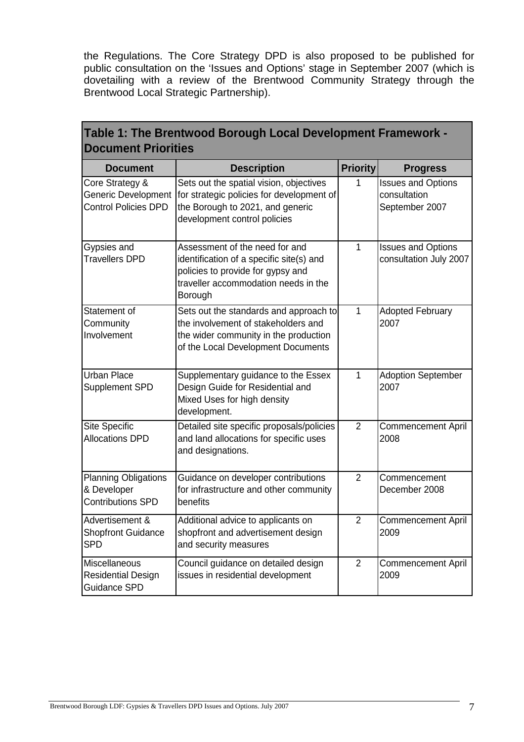the Regulations. The Core Strategy DPD is also proposed to be published for public consultation on the 'Issues and Options' stage in September 2007 (which is dovetailing with a review of the Brentwood Community Strategy through the Brentwood Local Strategic Partnership).

**Table 1: The Brentwood Borough Local Development Framework - Document Priorities**

| Document | Description | Priority | Progress |
|---|---|---|---|
| Core Strategy & Generic Development Control Policies DPD | Sets out the spatial vision, objectives for strategic policies for development of the Borough to 2021, and generic development control policies | 1 | Issues and Options consultation September 2007 |
| Gypsies and Travellers DPD | Assessment of the need for and identification of a specific site(s) and policies to provide for gypsy and traveller accommodation needs in the Borough | 1 | Issues and Options consultation July 2007 |
| Statement of Community Involvement | Sets out the standards and approach to the involvement of stakeholders and the wider community in the production of the Local Development Documents | 1 | Adopted February 2007 |
| Urban Place Supplement SPD | Supplementary guidance to the Essex Design Guide for Residential and Mixed Uses for high density development. | 1 | Adoption September 2007 |
| Site Specific Allocations DPD | Detailed site specific proposals/policies and land allocations for specific uses and designations. | 2 | Commencement April 2008 |
| Planning Obligations & Developer Contributions SPD | Guidance on developer contributions for infrastructure and other community benefits | 2 | Commencement December 2008 |
| Advertisement & Shopfront Guidance SPD | Additional advice to applicants on shopfront and advertisement design and security measures | 2 | Commencement April 2009 |
| Miscellaneous Residential Design Guidance SPD | Council guidance on detailed design issues in residential development | 2 | Commencement April 2009 |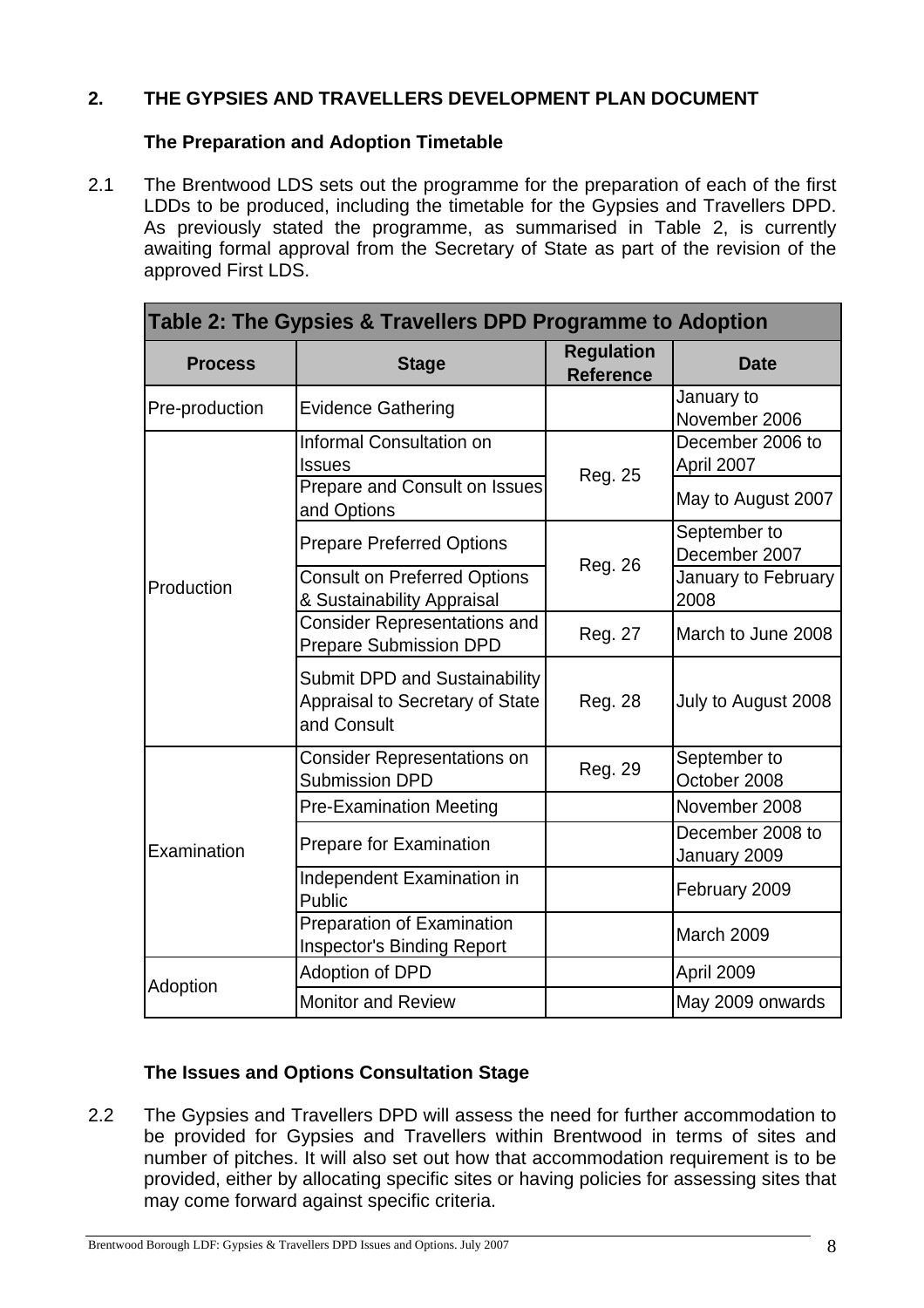## 2. THE GYPSIES AND TRAVELLERS DEVELOPMENT PLAN DOCUMENT

### The Preparation and Adoption Timetable

2.1 The Brentwood LDS sets out the programme for the preparation of each of the first LDDs to be produced, including the timetable for the Gypsies and Travellers DPD. As previously stated the programme, as summarised in Table 2, is currently awaiting formal approval from the Secretary of State as part of the revision of the approved First LDS.

| Table 2: The Gypsies & Travellers DPD Programme to Adoption | | | |
|---|---|---|---|
| **Process** | **Stage** | **Regulation Reference** | **Date** |
| Pre-production | Evidence Gathering | | January to November 2006 |
| Production | Informal Consultation on Issues | Reg. 25 | December 2006 to April 2007 |
| | Prepare and Consult on Issues and Options | | May to August 2007 |
| | Prepare Preferred Options | Reg. 26 | September to December 2007 |
| | Consult on Preferred Options & Sustainability Appraisal | | January to February 2008 |
| | Consider Representations and Prepare Submission DPD | Reg. 27 | March to June 2008 |
| | Submit DPD and Sustainability Appraisal to Secretary of State and Consult | Reg. 28 | July to August 2008 |
| Examination | Consider Representations on Submission DPD | Reg. 29 | September to October 2008 |
| | Pre-Examination Meeting | | November 2008 |
| | Prepare for Examination | | December 2008 to January 2009 |
| | Independent Examination in Public | | February 2009 |
| | Preparation of Examination Inspector's Binding Report | | March 2009 |
| Adoption | Adoption of DPD | | April 2009 |
| | Monitor and Review | | May 2009 onwards |

### The Issues and Options Consultation Stage

2.2 The Gypsies and Travellers DPD will assess the need for further accommodation to be provided for Gypsies and Travellers within Brentwood in terms of sites and number of pitches. It will also set out how that accommodation requirement is to be provided, either by allocating specific sites or having policies for assessing sites that may come forward against specific criteria.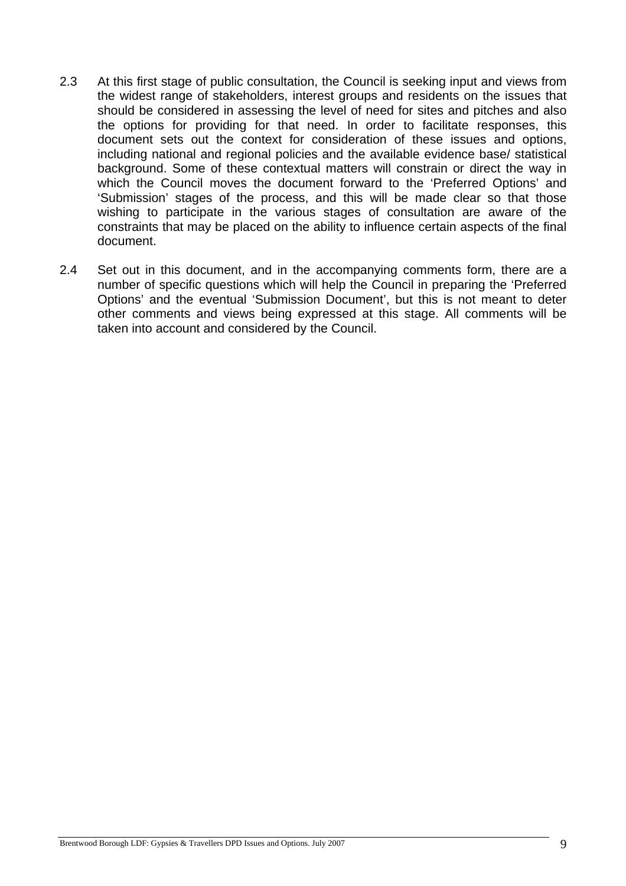2.3 At this first stage of public consultation, the Council is seeking input and views from the widest range of stakeholders, interest groups and residents on the issues that should be considered in assessing the level of need for sites and pitches and also the options for providing for that need. In order to facilitate responses, this document sets out the context for consideration of these issues and options, including national and regional policies and the available evidence base/ statistical background. Some of these contextual matters will constrain or direct the way in which the Council moves the document forward to the 'Preferred Options' and 'Submission' stages of the process, and this will be made clear so that those wishing to participate in the various stages of consultation are aware of the constraints that may be placed on the ability to influence certain aspects of the final document.

2.4 Set out in this document, and in the accompanying comments form, there are a number of specific questions which will help the Council in preparing the 'Preferred Options' and the eventual 'Submission Document', but this is not meant to deter other comments and views being expressed at this stage. All comments will be taken into account and considered by the Council.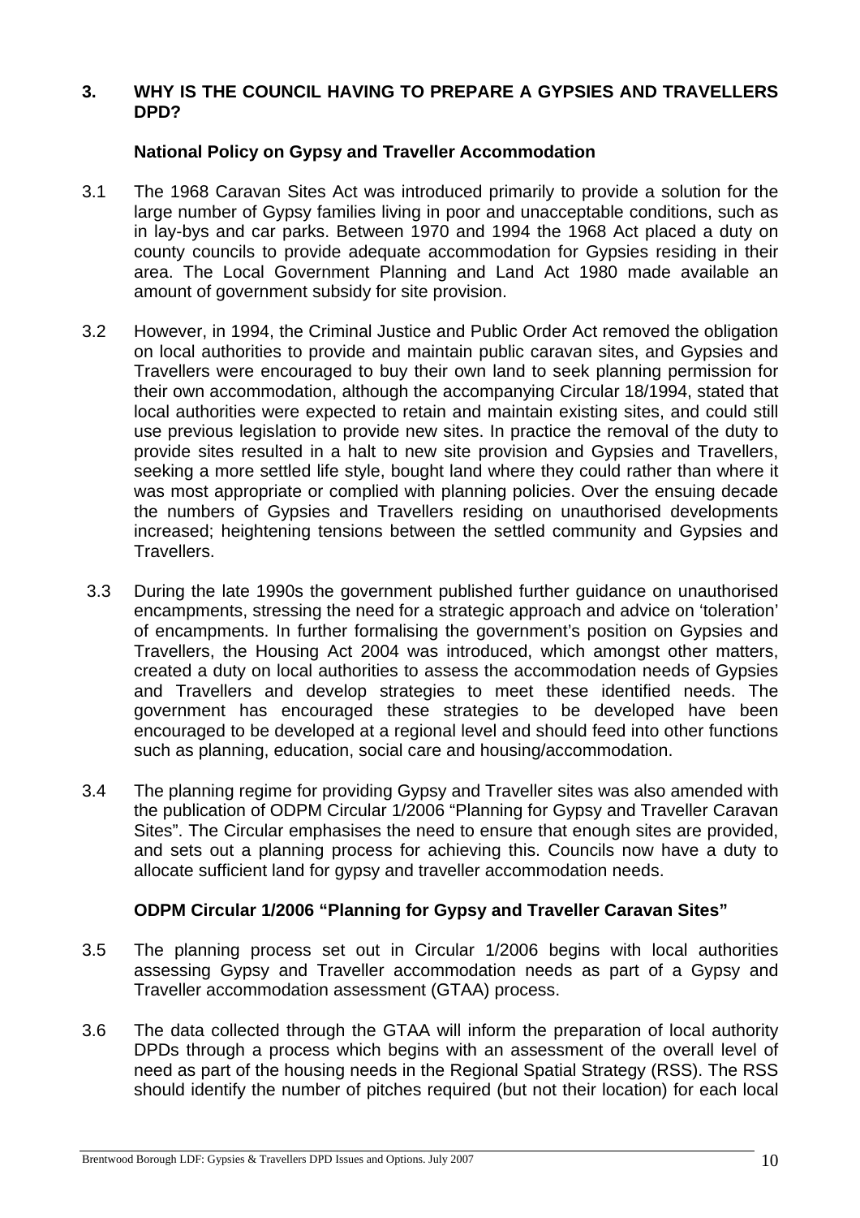## 3. WHY IS THE COUNCIL HAVING TO PREPARE A GYPSIES AND TRAVELLERS DPD?

### National Policy on Gypsy and Traveller Accommodation

3.1 The 1968 Caravan Sites Act was introduced primarily to provide a solution for the large number of Gypsy families living in poor and unacceptable conditions, such as in lay-bys and car parks. Between 1970 and 1994 the 1968 Act placed a duty on county councils to provide adequate accommodation for Gypsies residing in their area. The Local Government Planning and Land Act 1980 made available an amount of government subsidy for site provision.

3.2 However, in 1994, the Criminal Justice and Public Order Act removed the obligation on local authorities to provide and maintain public caravan sites, and Gypsies and Travellers were encouraged to buy their own land to seek planning permission for their own accommodation, although the accompanying Circular 18/1994, stated that local authorities were expected to retain and maintain existing sites, and could still use previous legislation to provide new sites. In practice the removal of the duty to provide sites resulted in a halt to new site provision and Gypsies and Travellers, seeking a more settled life style, bought land where they could rather than where it was most appropriate or complied with planning policies. Over the ensuing decade the numbers of Gypsies and Travellers residing on unauthorised developments increased; heightening tensions between the settled community and Gypsies and Travellers.

3.3 During the late 1990s the government published further guidance on unauthorised encampments, stressing the need for a strategic approach and advice on 'toleration' of encampments. In further formalising the government's position on Gypsies and Travellers, the Housing Act 2004 was introduced, which amongst other matters, created a duty on local authorities to assess the accommodation needs of Gypsies and Travellers and develop strategies to meet these identified needs. The government has encouraged these strategies to be developed have been encouraged to be developed at a regional level and should feed into other functions such as planning, education, social care and housing/accommodation.

3.4 The planning regime for providing Gypsy and Traveller sites was also amended with the publication of ODPM Circular 1/2006 "Planning for Gypsy and Traveller Caravan Sites". The Circular emphasises the need to ensure that enough sites are provided, and sets out a planning process for achieving this. Councils now have a duty to allocate sufficient land for gypsy and traveller accommodation needs.

### ODPM Circular 1/2006 "Planning for Gypsy and Traveller Caravan Sites"

3.5 The planning process set out in Circular 1/2006 begins with local authorities assessing Gypsy and Traveller accommodation needs as part of a Gypsy and Traveller accommodation assessment (GTAA) process.

3.6 The data collected through the GTAA will inform the preparation of local authority DPDs through a process which begins with an assessment of the overall level of need as part of the housing needs in the Regional Spatial Strategy (RSS). The RSS should identify the number of pitches required (but not their location) for each local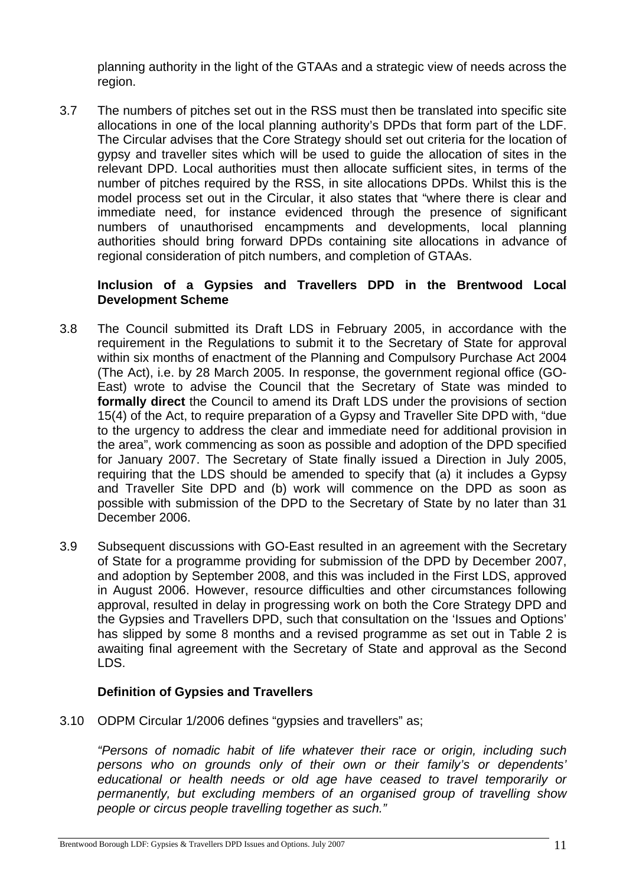planning authority in the light of the GTAAs and a strategic view of needs across the region.

3.7 The numbers of pitches set out in the RSS must then be translated into specific site allocations in one of the local planning authority's DPDs that form part of the LDF. The Circular advises that the Core Strategy should set out criteria for the location of gypsy and traveller sites which will be used to guide the allocation of sites in the relevant DPD. Local authorities must then allocate sufficient sites, in terms of the number of pitches required by the RSS, in site allocations DPDs. Whilst this is the model process set out in the Circular, it also states that "where there is clear and immediate need, for instance evidenced through the presence of significant numbers of unauthorised encampments and developments, local planning authorities should bring forward DPDs containing site allocations in advance of regional consideration of pitch numbers, and completion of GTAAs.

### Inclusion of a Gypsies and Travellers DPD in the Brentwood Local Development Scheme

3.8 The Council submitted its Draft LDS in February 2005, in accordance with the requirement in the Regulations to submit it to the Secretary of State for approval within six months of enactment of the Planning and Compulsory Purchase Act 2004 (The Act), i.e. by 28 March 2005. In response, the government regional office (GO-East) wrote to advise the Council that the Secretary of State was minded to **formally direct** the Council to amend its Draft LDS under the provisions of section 15(4) of the Act, to require preparation of a Gypsy and Traveller Site DPD with, "due to the urgency to address the clear and immediate need for additional provision in the area", work commencing as soon as possible and adoption of the DPD specified for January 2007. The Secretary of State finally issued a Direction in July 2005, requiring that the LDS should be amended to specify that (a) it includes a Gypsy and Traveller Site DPD and (b) work will commence on the DPD as soon as possible with submission of the DPD to the Secretary of State by no later than 31 December 2006.

3.9 Subsequent discussions with GO-East resulted in an agreement with the Secretary of State for a programme providing for submission of the DPD by December 2007, and adoption by September 2008, and this was included in the First LDS, approved in August 2006. However, resource difficulties and other circumstances following approval, resulted in delay in progressing work on both the Core Strategy DPD and the Gypsies and Travellers DPD, such that consultation on the 'Issues and Options' has slipped by some 8 months and a revised programme as set out in Table 2 is awaiting final agreement with the Secretary of State and approval as the Second LDS.

### Definition of Gypsies and Travellers

3.10 ODPM Circular 1/2006 defines "gypsies and travellers" as;

*"Persons of nomadic habit of life whatever their race or origin, including such persons who on grounds only of their own or their family's or dependents' educational or health needs or old age have ceased to travel temporarily or permanently, but excluding members of an organised group of travelling show people or circus people travelling together as such."*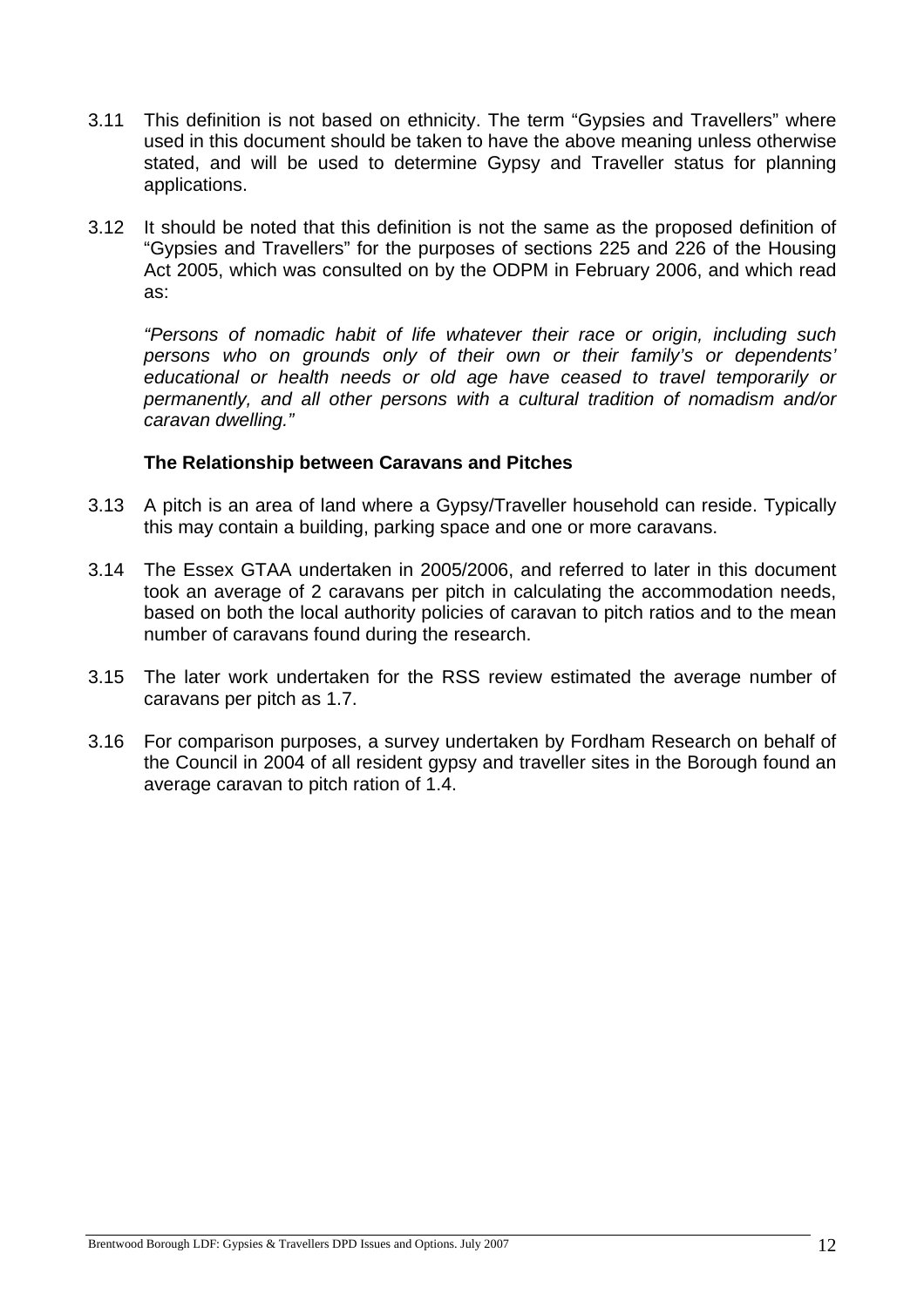3.11 This definition is not based on ethnicity. The term "Gypsies and Travellers" where used in this document should be taken to have the above meaning unless otherwise stated, and will be used to determine Gypsy and Traveller status for planning applications.

3.12 It should be noted that this definition is not the same as the proposed definition of "Gypsies and Travellers" for the purposes of sections 225 and 226 of the Housing Act 2005, which was consulted on by the ODPM in February 2006, and which read as:

*"Persons of nomadic habit of life whatever their race or origin, including such persons who on grounds only of their own or their family's or dependents' educational or health needs or old age have ceased to travel temporarily or permanently, and all other persons with a cultural tradition of nomadism and/or caravan dwelling."*

**The Relationship between Caravans and Pitches**

3.13 A pitch is an area of land where a Gypsy/Traveller household can reside. Typically this may contain a building, parking space and one or more caravans.

3.14 The Essex GTAA undertaken in 2005/2006, and referred to later in this document took an average of 2 caravans per pitch in calculating the accommodation needs, based on both the local authority policies of caravan to pitch ratios and to the mean number of caravans found during the research.

3.15 The later work undertaken for the RSS review estimated the average number of caravans per pitch as 1.7.

3.16 For comparison purposes, a survey undertaken by Fordham Research on behalf of the Council in 2004 of all resident gypsy and traveller sites in the Borough found an average caravan to pitch ration of 1.4.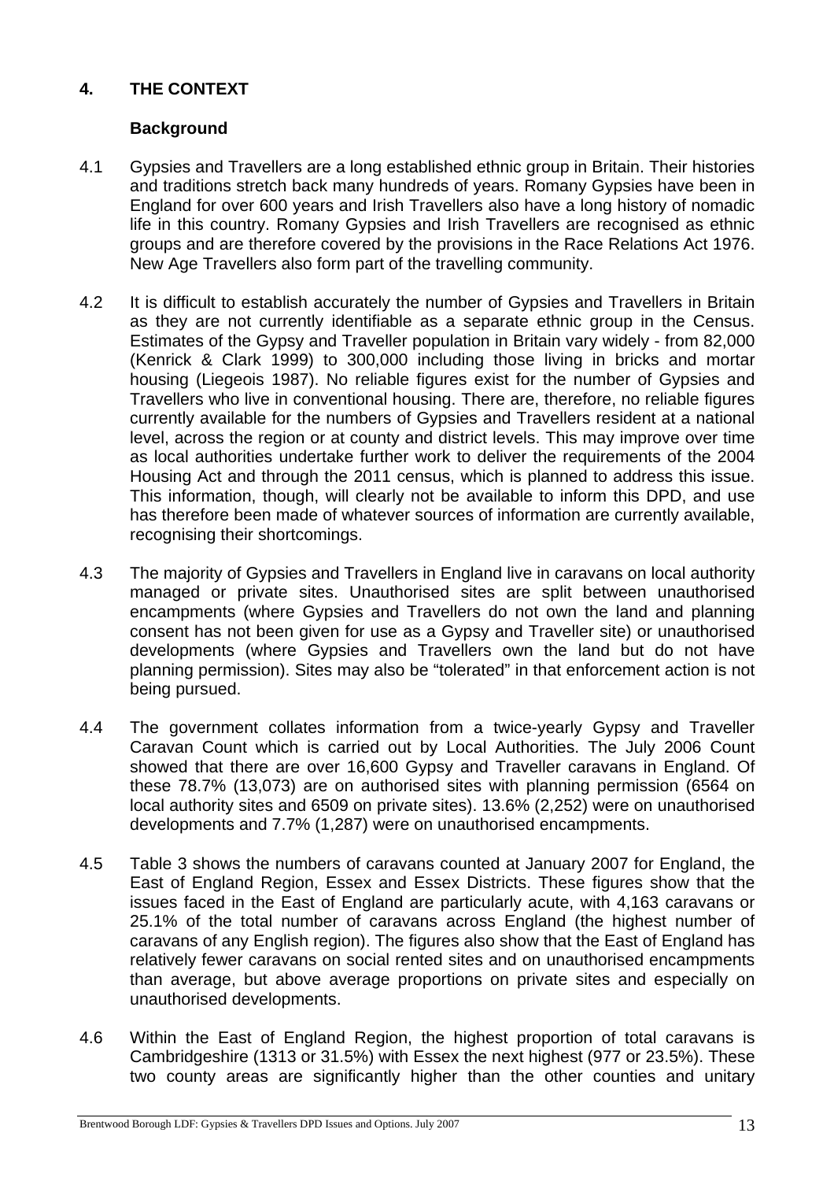## 4. THE CONTEXT

### Background

4.1 Gypsies and Travellers are a long established ethnic group in Britain. Their histories and traditions stretch back many hundreds of years. Romany Gypsies have been in England for over 600 years and Irish Travellers also have a long history of nomadic life in this country. Romany Gypsies and Irish Travellers are recognised as ethnic groups and are therefore covered by the provisions in the Race Relations Act 1976. New Age Travellers also form part of the travelling community.

4.2 It is difficult to establish accurately the number of Gypsies and Travellers in Britain as they are not currently identifiable as a separate ethnic group in the Census. Estimates of the Gypsy and Traveller population in Britain vary widely - from 82,000 (Kenrick & Clark 1999) to 300,000 including those living in bricks and mortar housing (Liegeois 1987). No reliable figures exist for the number of Gypsies and Travellers who live in conventional housing. There are, therefore, no reliable figures currently available for the numbers of Gypsies and Travellers resident at a national level, across the region or at county and district levels. This may improve over time as local authorities undertake further work to deliver the requirements of the 2004 Housing Act and through the 2011 census, which is planned to address this issue. This information, though, will clearly not be available to inform this DPD, and use has therefore been made of whatever sources of information are currently available, recognising their shortcomings.

4.3 The majority of Gypsies and Travellers in England live in caravans on local authority managed or private sites. Unauthorised sites are split between unauthorised encampments (where Gypsies and Travellers do not own the land and planning consent has not been given for use as a Gypsy and Traveller site) or unauthorised developments (where Gypsies and Travellers own the land but do not have planning permission). Sites may also be "tolerated" in that enforcement action is not being pursued.

4.4 The government collates information from a twice-yearly Gypsy and Traveller Caravan Count which is carried out by Local Authorities. The July 2006 Count showed that there are over 16,600 Gypsy and Traveller caravans in England. Of these 78.7% (13,073) are on authorised sites with planning permission (6564 on local authority sites and 6509 on private sites). 13.6% (2,252) were on unauthorised developments and 7.7% (1,287) were on unauthorised encampments.

4.5 Table 3 shows the numbers of caravans counted at January 2007 for England, the East of England Region, Essex and Essex Districts. These figures show that the issues faced in the East of England are particularly acute, with 4,163 caravans or 25.1% of the total number of caravans across England (the highest number of caravans of any English region). The figures also show that the East of England has relatively fewer caravans on social rented sites and on unauthorised encampments than average, but above average proportions on private sites and especially on unauthorised developments.

4.6 Within the East of England Region, the highest proportion of total caravans is Cambridgeshire (1313 or 31.5%) with Essex the next highest (977 or 23.5%). These two county areas are significantly higher than the other counties and unitary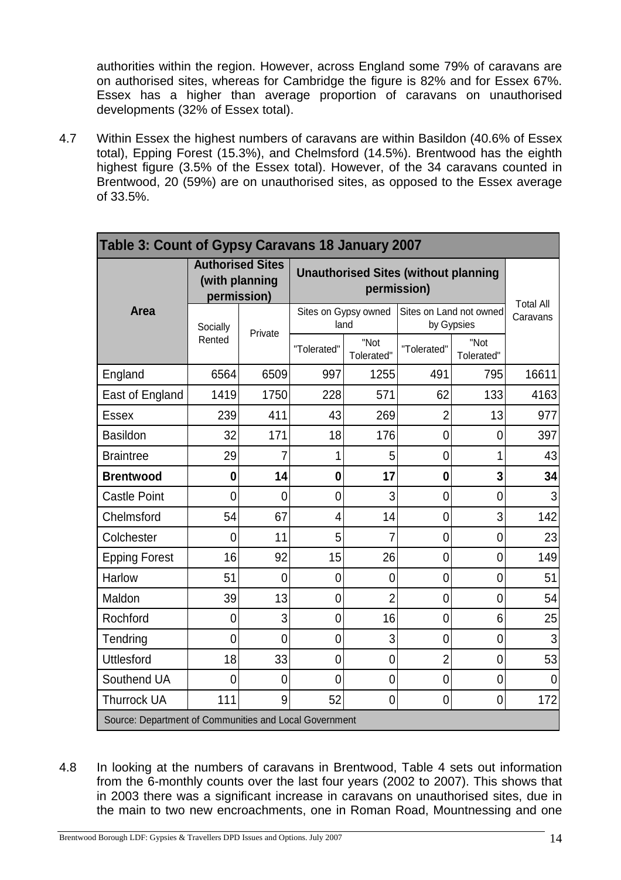authorities within the region. However, across England some 79% of caravans are on authorised sites, whereas for Cambridge the figure is 82% and for Essex 67%. Essex has a higher than average proportion of caravans on unauthorised developments (32% of Essex total).

4.7 Within Essex the highest numbers of caravans are within Basildon (40.6% of Essex total), Epping Forest (15.3%), and Chelmsford (14.5%). Brentwood has the eighth highest figure (3.5% of the Essex total). However, of the 34 caravans counted in Brentwood, 20 (59%) are on unauthorised sites, as opposed to the Essex average of 33.5%.

**Table 3: Count of Gypsy Caravans 18 January 2007**

| Area | Authorised Sites (with planning permission) | | Unauthorised Sites (without planning permission) | | | | Total All Caravans |
|---|---|---|---|---|---|---|---|
| | | | Sites on Gypsy owned land | | Sites on Land not owned by Gypsies | | |
| | Socially Rented | Private | "Tolerated" | "Not Tolerated" | "Tolerated" | "Not Tolerated" | |
| England | 6564 | 6509 | 997 | 1255 | 491 | 795 | 16611 |
| East of England | 1419 | 1750 | 228 | 571 | 62 | 133 | 4163 |
| Essex | 239 | 411 | 43 | 269 | 2 | 13 | 977 |
| Basildon | 32 | 171 | 18 | 176 | 0 | 0 | 397 |
| Braintree | 29 | 7 | 1 | 5 | 0 | 1 | 43 |
| **Brentwood** | **0** | **14** | **0** | **17** | **0** | **3** | **34** |
| Castle Point | 0 | 0 | 0 | 3 | 0 | 0 | 3 |
| Chelmsford | 54 | 67 | 4 | 14 | 0 | 3 | 142 |
| Colchester | 0 | 11 | 5 | 7 | 0 | 0 | 23 |
| Epping Forest | 16 | 92 | 15 | 26 | 0 | 0 | 149 |
| Harlow | 51 | 0 | 0 | 0 | 0 | 0 | 51 |
| Maldon | 39 | 13 | 0 | 2 | 0 | 0 | 54 |
| Rochford | 0 | 3 | 0 | 16 | 0 | 6 | 25 |
| Tendring | 0 | 0 | 0 | 3 | 0 | 0 | 3 |
| Uttlesford | 18 | 33 | 0 | 0 | 2 | 0 | 53 |
| Southend UA | 0 | 0 | 0 | 0 | 0 | 0 | 0 |
| Thurrock UA | 111 | 9 | 52 | 0 | 0 | 0 | 172 |

Source: Department of Communities and Local Government

4.8 In looking at the numbers of caravans in Brentwood, Table 4 sets out information from the 6-monthly counts over the last four years (2002 to 2007). This shows that in 2003 there was a significant increase in caravans on unauthorised sites, due in the main to two new encroachments, one in Roman Road, Mountnessing and one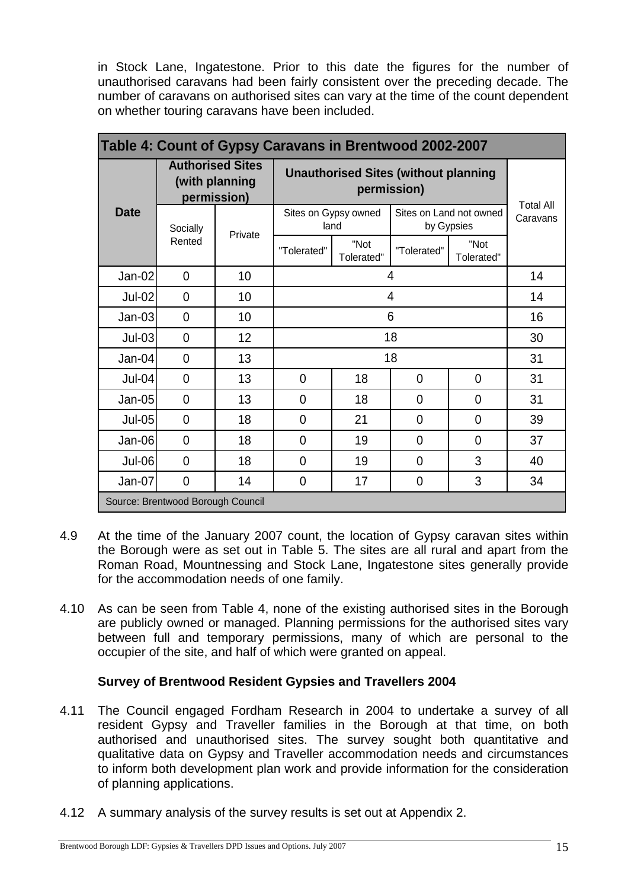in Stock Lane, Ingatestone. Prior to this date the figures for the number of unauthorised caravans had been fairly consistent over the preceding decade. The number of caravans on authorised sites can vary at the time of the count dependent on whether touring caravans have been included.

**Table 4: Count of Gypsy Caravans in Brentwood 2002-2007**

| Date | Authorised Sites (with planning permission) | | Unauthorised Sites (without planning permission) | | | | Total All Caravans |
|---|---|---|---|---|---|---|---|
| | | | Sites on Gypsy owned land | | Sites on Land not owned by Gypsies | | |
| | Socially Rented | Private | "Tolerated" | "Not Tolerated" | "Tolerated" | "Not Tolerated" | |
| Jan-02 | 0 | 10 | 4 | | | | 14 |
| Jul-02 | 0 | 10 | 4 | | | | 14 |
| Jan-03 | 0 | 10 | 6 | | | | 16 |
| Jul-03 | 0 | 12 | 18 | | | | 30 |
| Jan-04 | 0 | 13 | 18 | | | | 31 |
| Jul-04 | 0 | 13 | 0 | 18 | 0 | 0 | 31 |
| Jan-05 | 0 | 13 | 0 | 18 | 0 | 0 | 31 |
| Jul-05 | 0 | 18 | 0 | 21 | 0 | 0 | 39 |
| Jan-06 | 0 | 18 | 0 | 19 | 0 | 0 | 37 |
| Jul-06 | 0 | 18 | 0 | 19 | 0 | 3 | 40 |
| Jan-07 | 0 | 14 | 0 | 17 | 0 | 3 | 34 |

Source: Brentwood Borough Council

4.9 At the time of the January 2007 count, the location of Gypsy caravan sites within the Borough were as set out in Table 5. The sites are all rural and apart from the Roman Road, Mountnessing and Stock Lane, Ingatestone sites generally provide for the accommodation needs of one family.

4.10 As can be seen from Table 4, none of the existing authorised sites in the Borough are publicly owned or managed. Planning permissions for the authorised sites vary between full and temporary permissions, many of which are personal to the occupier of the site, and half of which were granted on appeal.

**Survey of Brentwood Resident Gypsies and Travellers 2004**

4.11 The Council engaged Fordham Research in 2004 to undertake a survey of all resident Gypsy and Traveller families in the Borough at that time, on both authorised and unauthorised sites. The survey sought both quantitative and qualitative data on Gypsy and Traveller accommodation needs and circumstances to inform both development plan work and provide information for the consideration of planning applications.

4.12 A summary analysis of the survey results is set out at Appendix 2.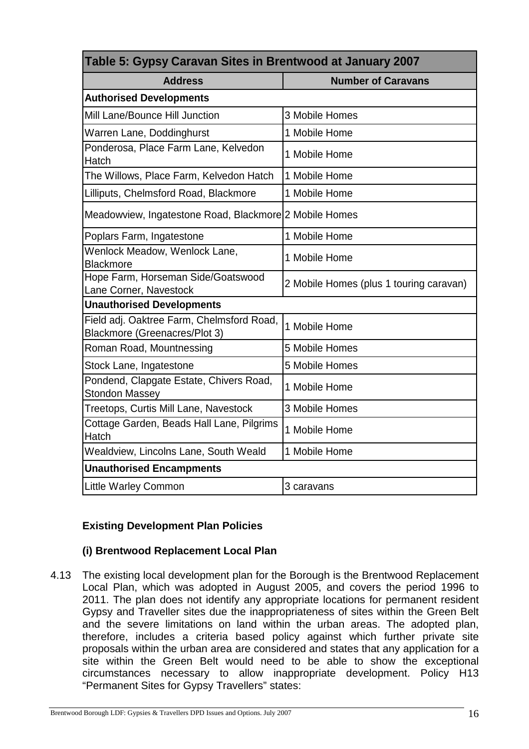| Table 5: Gypsy Caravan Sites in Brentwood at January 2007 | |
|---|---|
| **Address** | **Number of Caravans** |
| **Authorised Developments** | |
| Mill Lane/Bounce Hill Junction | 3 Mobile Homes |
| Warren Lane, Doddinghurst | 1 Mobile Home |
| Ponderosa, Place Farm Lane, Kelvedon Hatch | 1 Mobile Home |
| The Willows, Place Farm, Kelvedon Hatch | 1 Mobile Home |
| Lilliputs, Chelmsford Road, Blackmore | 1 Mobile Home |
| Meadowview, Ingatestone Road, Blackmore | 2 Mobile Homes |
| Poplars Farm, Ingatestone | 1 Mobile Home |
| Wenlock Meadow, Wenlock Lane, Blackmore | 1 Mobile Home |
| Hope Farm, Horseman Side/Goatswood Lane Corner, Navestock | 2 Mobile Homes (plus 1 touring caravan) |
| **Unauthorised Developments** | |
| Field adj. Oaktree Farm, Chelmsford Road, Blackmore (Greenacres/Plot 3) | 1 Mobile Home |
| Roman Road, Mountnessing | 5 Mobile Homes |
| Stock Lane, Ingatestone | 5 Mobile Homes |
| Pondend, Clapgate Estate, Chivers Road, Stondon Massey | 1 Mobile Home |
| Treetops, Curtis Mill Lane, Navestock | 3 Mobile Homes |
| Cottage Garden, Beads Hall Lane, Pilgrims Hatch | 1 Mobile Home |
| Wealdview, Lincolns Lane, South Weald | 1 Mobile Home |
| **Unauthorised Encampments** | |
| Little Warley Common | 3 caravans |

### Existing Development Plan Policies

#### (i) Brentwood Replacement Local Plan

4.13 The existing local development plan for the Borough is the Brentwood Replacement Local Plan, which was adopted in August 2005, and covers the period 1996 to 2011. The plan does not identify any appropriate locations for permanent resident Gypsy and Traveller sites due the inappropriateness of sites within the Green Belt and the severe limitations on land within the urban areas. The adopted plan, therefore, includes a criteria based policy against which further private site proposals within the urban area are considered and states that any application for a site within the Green Belt would need to be able to show the exceptional circumstances necessary to allow inappropriate development. Policy H13 "Permanent Sites for Gypsy Travellers" states: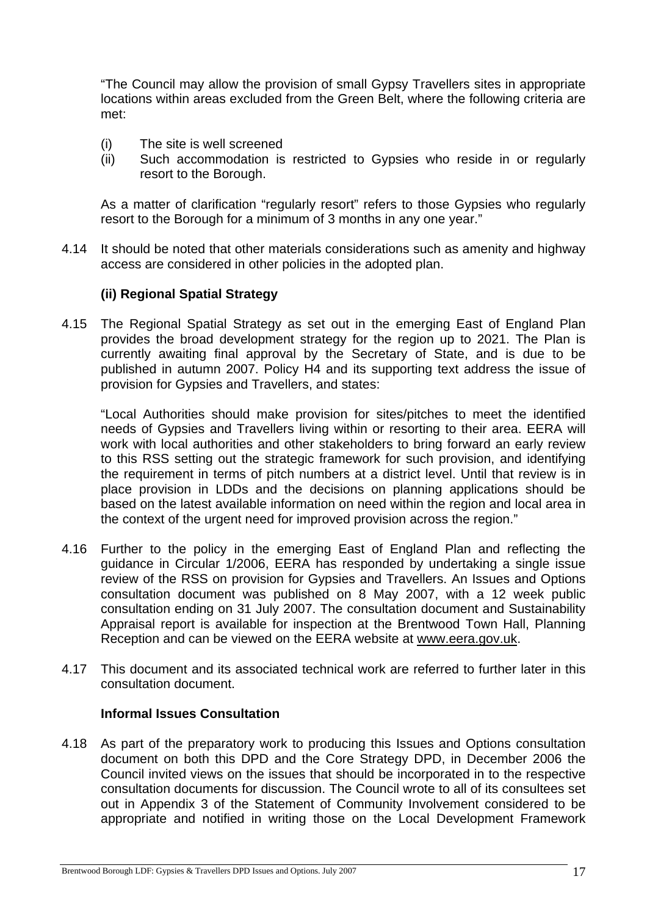"The Council may allow the provision of small Gypsy Travellers sites in appropriate locations within areas excluded from the Green Belt, where the following criteria are met:

(i) The site is well screened
(ii) Such accommodation is restricted to Gypsies who reside in or regularly resort to the Borough.

As a matter of clarification "regularly resort" refers to those Gypsies who regularly resort to the Borough for a minimum of 3 months in any one year."

4.14 It should be noted that other materials considerations such as amenity and highway access are considered in other policies in the adopted plan.

### (ii) Regional Spatial Strategy

4.15 The Regional Spatial Strategy as set out in the emerging East of England Plan provides the broad development strategy for the region up to 2021. The Plan is currently awaiting final approval by the Secretary of State, and is due to be published in autumn 2007. Policy H4 and its supporting text address the issue of provision for Gypsies and Travellers, and states:

"Local Authorities should make provision for sites/pitches to meet the identified needs of Gypsies and Travellers living within or resorting to their area. EERA will work with local authorities and other stakeholders to bring forward an early review to this RSS setting out the strategic framework for such provision, and identifying the requirement in terms of pitch numbers at a district level. Until that review is in place provision in LDDs and the decisions on planning applications should be based on the latest available information on need within the region and local area in the context of the urgent need for improved provision across the region."

4.16 Further to the policy in the emerging East of England Plan and reflecting the guidance in Circular 1/2006, EERA has responded by undertaking a single issue review of the RSS on provision for Gypsies and Travellers. An Issues and Options consultation document was published on 8 May 2007, with a 12 week public consultation ending on 31 July 2007. The consultation document and Sustainability Appraisal report is available for inspection at the Brentwood Town Hall, Planning Reception and can be viewed on the EERA website at www.eera.gov.uk.

4.17 This document and its associated technical work are referred to further later in this consultation document.

### Informal Issues Consultation

4.18 As part of the preparatory work to producing this Issues and Options consultation document on both this DPD and the Core Strategy DPD, in December 2006 the Council invited views on the issues that should be incorporated in to the respective consultation documents for discussion. The Council wrote to all of its consultees set out in Appendix 3 of the Statement of Community Involvement considered to be appropriate and notified in writing those on the Local Development Framework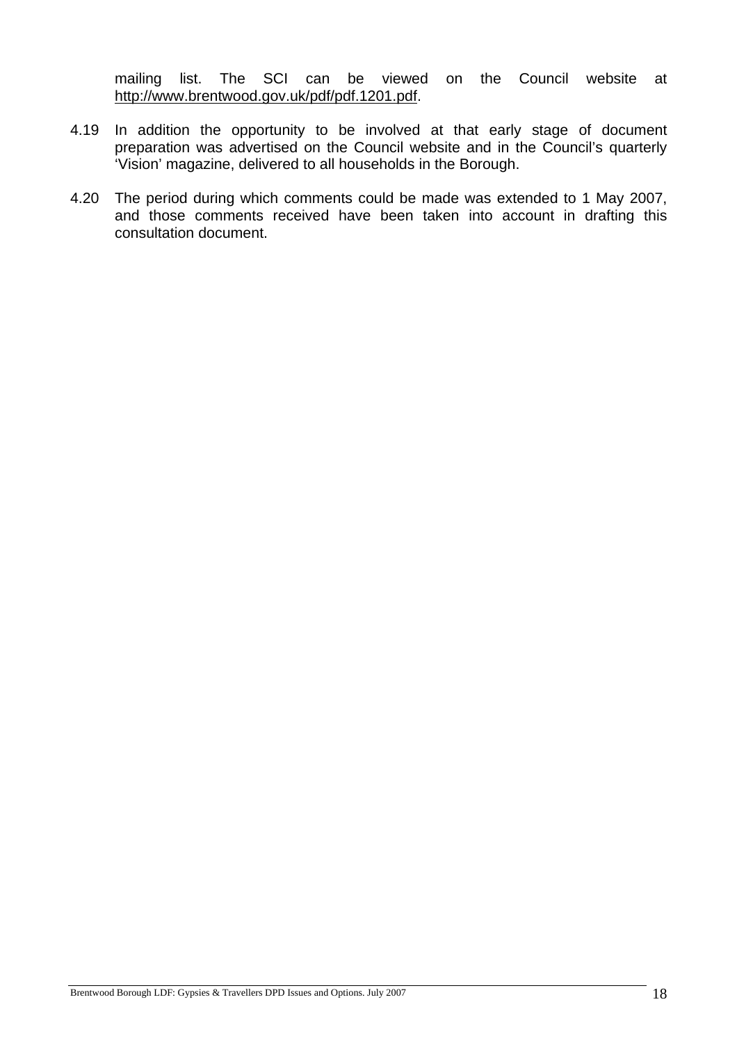mailing list. The SCI can be viewed on the Council website at http://www.brentwood.gov.uk/pdf/pdf.1201.pdf.

4.19 In addition the opportunity to be involved at that early stage of document preparation was advertised on the Council website and in the Council's quarterly 'Vision' magazine, delivered to all households in the Borough.

4.20 The period during which comments could be made was extended to 1 May 2007, and those comments received have been taken into account in drafting this consultation document.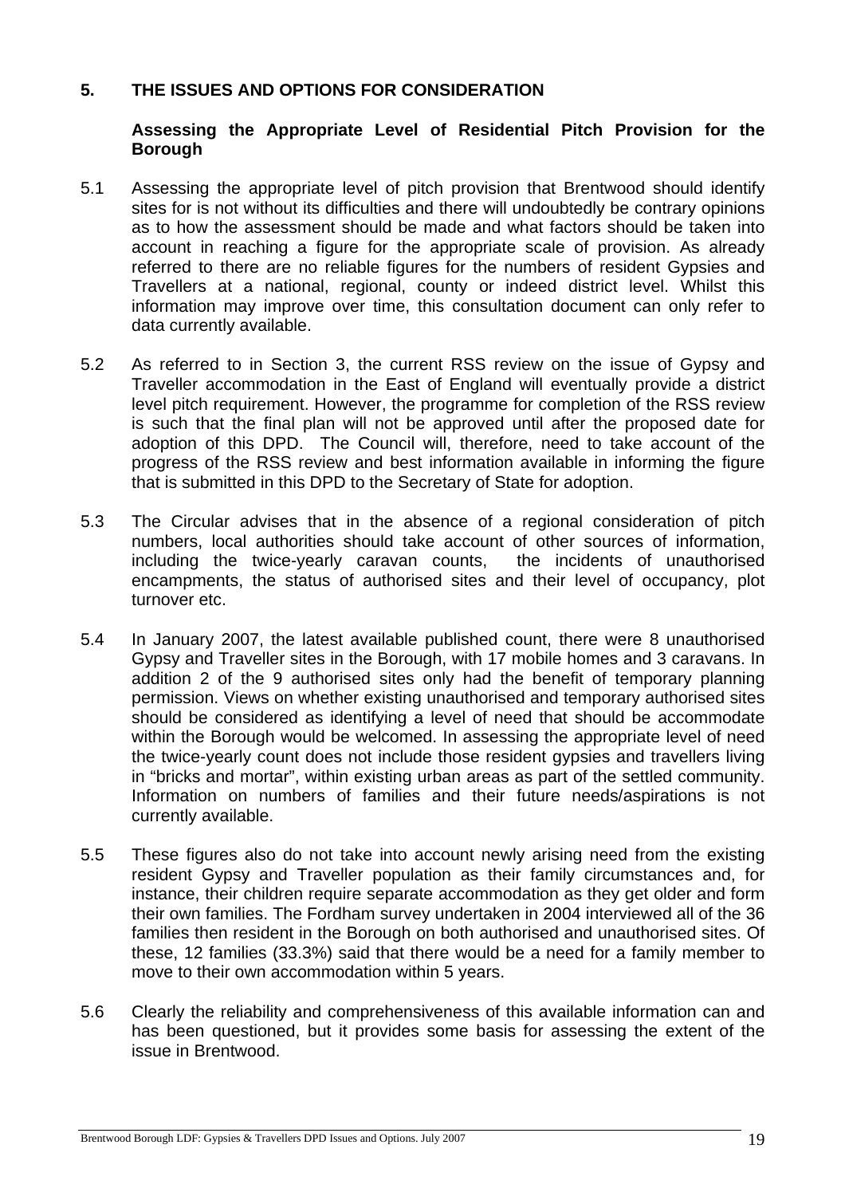## 5. THE ISSUES AND OPTIONS FOR CONSIDERATION

### Assessing the Appropriate Level of Residential Pitch Provision for the Borough

5.1 Assessing the appropriate level of pitch provision that Brentwood should identify sites for is not without its difficulties and there will undoubtedly be contrary opinions as to how the assessment should be made and what factors should be taken into account in reaching a figure for the appropriate scale of provision. As already referred to there are no reliable figures for the numbers of resident Gypsies and Travellers at a national, regional, county or indeed district level. Whilst this information may improve over time, this consultation document can only refer to data currently available.

5.2 As referred to in Section 3, the current RSS review on the issue of Gypsy and Traveller accommodation in the East of England will eventually provide a district level pitch requirement. However, the programme for completion of the RSS review is such that the final plan will not be approved until after the proposed date for adoption of this DPD. The Council will, therefore, need to take account of the progress of the RSS review and best information available in informing the figure that is submitted in this DPD to the Secretary of State for adoption.

5.3 The Circular advises that in the absence of a regional consideration of pitch numbers, local authorities should take account of other sources of information, including the twice-yearly caravan counts, the incidents of unauthorised encampments, the status of authorised sites and their level of occupancy, plot turnover etc.

5.4 In January 2007, the latest available published count, there were 8 unauthorised Gypsy and Traveller sites in the Borough, with 17 mobile homes and 3 caravans. In addition 2 of the 9 authorised sites only had the benefit of temporary planning permission. Views on whether existing unauthorised and temporary authorised sites should be considered as identifying a level of need that should be accommodate within the Borough would be welcomed. In assessing the appropriate level of need the twice-yearly count does not include those resident gypsies and travellers living in "bricks and mortar", within existing urban areas as part of the settled community. Information on numbers of families and their future needs/aspirations is not currently available.

5.5 These figures also do not take into account newly arising need from the existing resident Gypsy and Traveller population as their family circumstances and, for instance, their children require separate accommodation as they get older and form their own families. The Fordham survey undertaken in 2004 interviewed all of the 36 families then resident in the Borough on both authorised and unauthorised sites. Of these, 12 families (33.3%) said that there would be a need for a family member to move to their own accommodation within 5 years.

5.6 Clearly the reliability and comprehensiveness of this available information can and has been questioned, but it provides some basis for assessing the extent of the issue in Brentwood.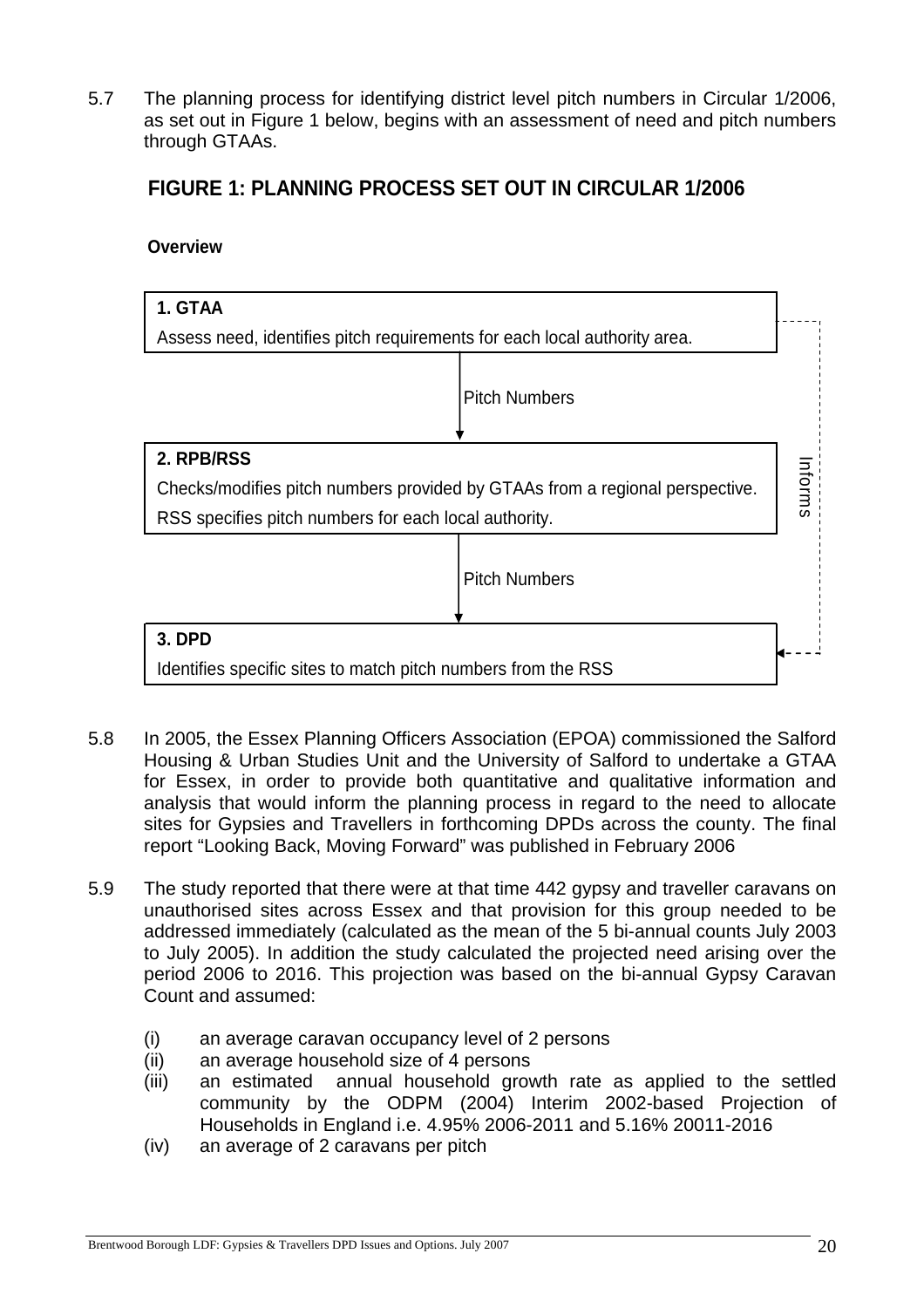5.7 The planning process for identifying district level pitch numbers in Circular 1/2006, as set out in Figure 1 below, begins with an assessment of need and pitch numbers through GTAAs.

## FIGURE 1: PLANNING PROCESS SET OUT IN CIRCULAR 1/2006

**Overview**

**1. GTAA**

Assess need, identifies pitch requirements for each local authority area.

↓ Pitch Numbers

**2. RPB/RSS**

Checks/modifies pitch numbers provided by GTAAs from a regional perspective.

RSS specifies pitch numbers for each local authority.

↓ Pitch Numbers

**3. DPD**

Identifies specific sites to match pitch numbers from the RSS

(GTAA — Informs → DPD)

5.8 In 2005, the Essex Planning Officers Association (EPOA) commissioned the Salford Housing & Urban Studies Unit and the University of Salford to undertake a GTAA for Essex, in order to provide both quantitative and qualitative information and analysis that would inform the planning process in regard to the need to allocate sites for Gypsies and Travellers in forthcoming DPDs across the county. The final report "Looking Back, Moving Forward" was published in February 2006

5.9 The study reported that there were at that time 442 gypsy and traveller caravans on unauthorised sites across Essex and that provision for this group needed to be addressed immediately (calculated as the mean of the 5 bi-annual counts July 2003 to July 2005). In addition the study calculated the projected need arising over the period 2006 to 2016. This projection was based on the bi-annual Gypsy Caravan Count and assumed:

(i) an average caravan occupancy level of 2 persons
(ii) an average household size of 4 persons
(iii) an estimated annual household growth rate as applied to the settled community by the ODPM (2004) Interim 2002-based Projection of Households in England i.e. 4.95% 2006-2011 and 5.16% 20011-2016
(iv) an average of 2 caravans per pitch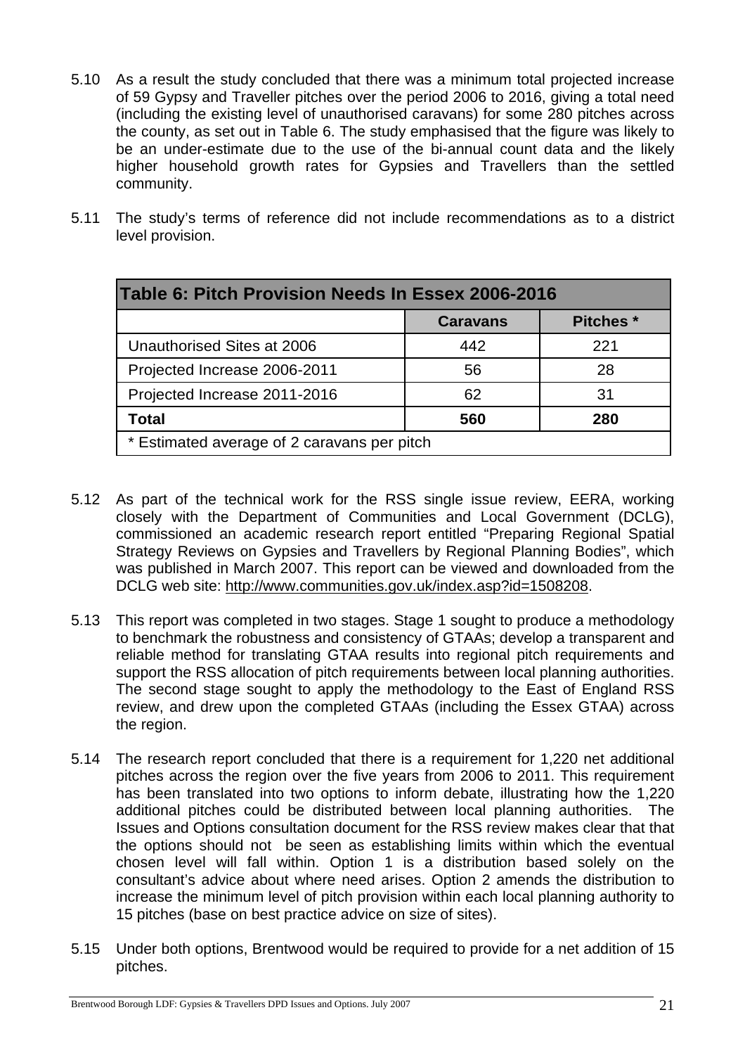5.10 As a result the study concluded that there was a minimum total projected increase of 59 Gypsy and Traveller pitches over the period 2006 to 2016, giving a total need (including the existing level of unauthorised caravans) for some 280 pitches across the county, as set out in Table 6. The study emphasised that the figure was likely to be an under-estimate due to the use of the bi-annual count data and the likely higher household growth rates for Gypsies and Travellers than the settled community.

5.11 The study's terms of reference did not include recommendations as to a district level provision.

| Table 6: Pitch Provision Needs In Essex 2006-2016 | | |
|---|---|---|
| | **Caravans** | **Pitches \*** |
| Unauthorised Sites at 2006 | 442 | 221 |
| Projected Increase 2006-2011 | 56 | 28 |
| Projected Increase 2011-2016 | 62 | 31 |
| **Total** | **560** | **280** |
| * Estimated average of 2 caravans per pitch | | |

5.12 As part of the technical work for the RSS single issue review, EERA, working closely with the Department of Communities and Local Government (DCLG), commissioned an academic research report entitled "Preparing Regional Spatial Strategy Reviews on Gypsies and Travellers by Regional Planning Bodies", which was published in March 2007. This report can be viewed and downloaded from the DCLG web site: http://www.communities.gov.uk/index.asp?id=1508208.

5.13 This report was completed in two stages. Stage 1 sought to produce a methodology to benchmark the robustness and consistency of GTAAs; develop a transparent and reliable method for translating GTAA results into regional pitch requirements and support the RSS allocation of pitch requirements between local planning authorities. The second stage sought to apply the methodology to the East of England RSS review, and drew upon the completed GTAAs (including the Essex GTAA) across the region.

5.14 The research report concluded that there is a requirement for 1,220 net additional pitches across the region over the five years from 2006 to 2011. This requirement has been translated into two options to inform debate, illustrating how the 1,220 additional pitches could be distributed between local planning authorities. The Issues and Options consultation document for the RSS review makes clear that that the options should not be seen as establishing limits within which the eventual chosen level will fall within. Option 1 is a distribution based solely on the consultant's advice about where need arises. Option 2 amends the distribution to increase the minimum level of pitch provision within each local planning authority to 15 pitches (base on best practice advice on size of sites).

5.15 Under both options, Brentwood would be required to provide for a net addition of 15 pitches.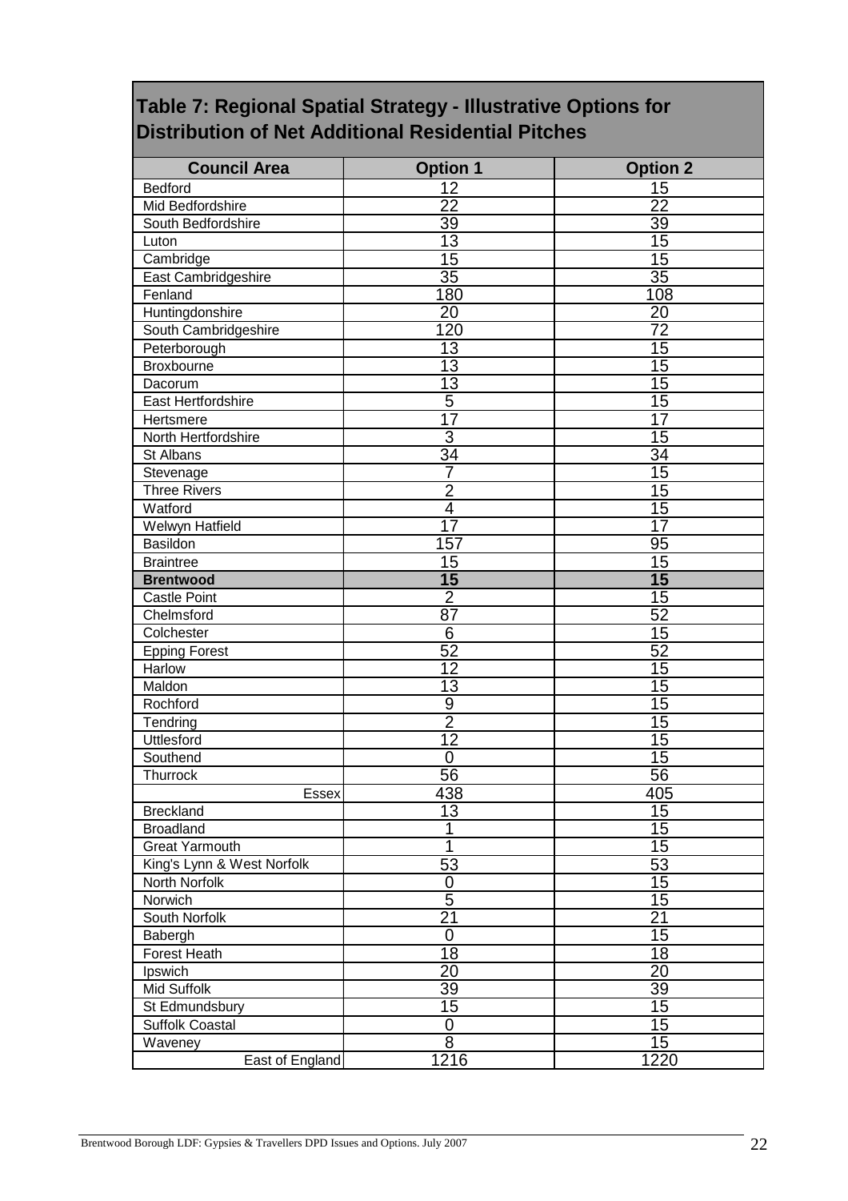## Table 7: Regional Spatial Strategy - Illustrative Options for Distribution of Net Additional Residential Pitches

| Council Area | Option 1 | Option 2 |
|---|---|---|
| Bedford | 12 | 15 |
| Mid Bedfordshire | 22 | 22 |
| South Bedfordshire | 39 | 39 |
| Luton | 13 | 15 |
| Cambridge | 15 | 15 |
| East Cambridgeshire | 35 | 35 |
| Fenland | 180 | 108 |
| Huntingdonshire | 20 | 20 |
| South Cambridgeshire | 120 | 72 |
| Peterborough | 13 | 15 |
| Broxbourne | 13 | 15 |
| Dacorum | 13 | 15 |
| East Hertfordshire | 5 | 15 |
| Hertsmere | 17 | 17 |
| North Hertfordshire | 3 | 15 |
| St Albans | 34 | 34 |
| Stevenage | 7 | 15 |
| Three Rivers | 2 | 15 |
| Watford | 4 | 15 |
| Welwyn Hatfield | 17 | 17 |
| Basildon | 157 | 95 |
| Braintree | 15 | 15 |
| **Brentwood** | **15** | **15** |
| Castle Point | 2 | 15 |
| Chelmsford | 87 | 52 |
| Colchester | 6 | 15 |
| Epping Forest | 52 | 52 |
| Harlow | 12 | 15 |
| Maldon | 13 | 15 |
| Rochford | 9 | 15 |
| Tendring | 2 | 15 |
| Uttlesford | 12 | 15 |
| Southend | 0 | 15 |
| Thurrock | 56 | 56 |
| Essex | 438 | 405 |
| Breckland | 13 | 15 |
| Broadland | 1 | 15 |
| Great Yarmouth | 1 | 15 |
| King's Lynn & West Norfolk | 53 | 53 |
| North Norfolk | 0 | 15 |
| Norwich | 5 | 15 |
| South Norfolk | 21 | 21 |
| Babergh | 0 | 15 |
| Forest Heath | 18 | 18 |
| Ipswich | 20 | 20 |
| Mid Suffolk | 39 | 39 |
| St Edmundsbury | 15 | 15 |
| Suffolk Coastal | 0 | 15 |
| Waveney | 8 | 15 |
| East of England | 1216 | 1220 |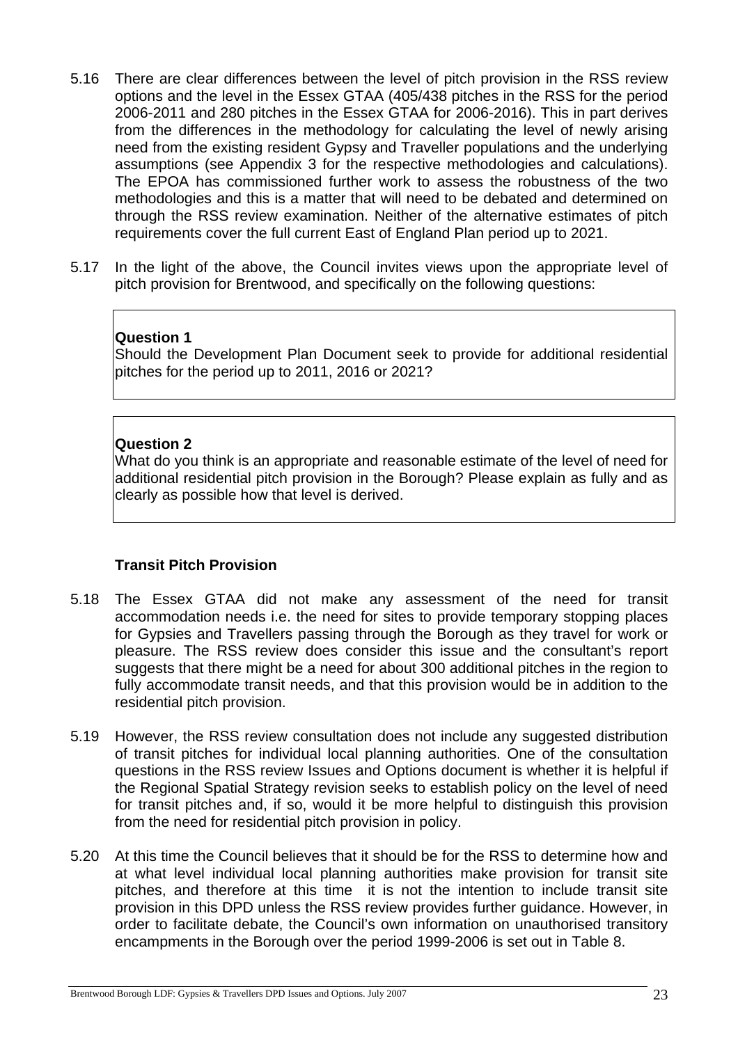5.16 There are clear differences between the level of pitch provision in the RSS review options and the level in the Essex GTAA (405/438 pitches in the RSS for the period 2006-2011 and 280 pitches in the Essex GTAA for 2006-2016). This in part derives from the differences in the methodology for calculating the level of newly arising need from the existing resident Gypsy and Traveller populations and the underlying assumptions (see Appendix 3 for the respective methodologies and calculations). The EPOA has commissioned further work to assess the robustness of the two methodologies and this is a matter that will need to be debated and determined on through the RSS review examination. Neither of the alternative estimates of pitch requirements cover the full current East of England Plan period up to 2021.

5.17 In the light of the above, the Council invites views upon the appropriate level of pitch provision for Brentwood, and specifically on the following questions:

> **Question 1**
> Should the Development Plan Document seek to provide for additional residential pitches for the period up to 2011, 2016 or 2021?

> **Question 2**
> What do you think is an appropriate and reasonable estimate of the level of need for additional residential pitch provision in the Borough? Please explain as fully and as clearly as possible how that level is derived.

### Transit Pitch Provision

5.18 The Essex GTAA did not make any assessment of the need for transit accommodation needs i.e. the need for sites to provide temporary stopping places for Gypsies and Travellers passing through the Borough as they travel for work or pleasure. The RSS review does consider this issue and the consultant's report suggests that there might be a need for about 300 additional pitches in the region to fully accommodate transit needs, and that this provision would be in addition to the residential pitch provision.

5.19 However, the RSS review consultation does not include any suggested distribution of transit pitches for individual local planning authorities. One of the consultation questions in the RSS review Issues and Options document is whether it is helpful if the Regional Spatial Strategy revision seeks to establish policy on the level of need for transit pitches and, if so, would it be more helpful to distinguish this provision from the need for residential pitch provision in policy.

5.20 At this time the Council believes that it should be for the RSS to determine how and at what level individual local planning authorities make provision for transit site pitches, and therefore at this time it is not the intention to include transit site provision in this DPD unless the RSS review provides further guidance. However, in order to facilitate debate, the Council's own information on unauthorised transitory encampments in the Borough over the period 1999-2006 is set out in Table 8.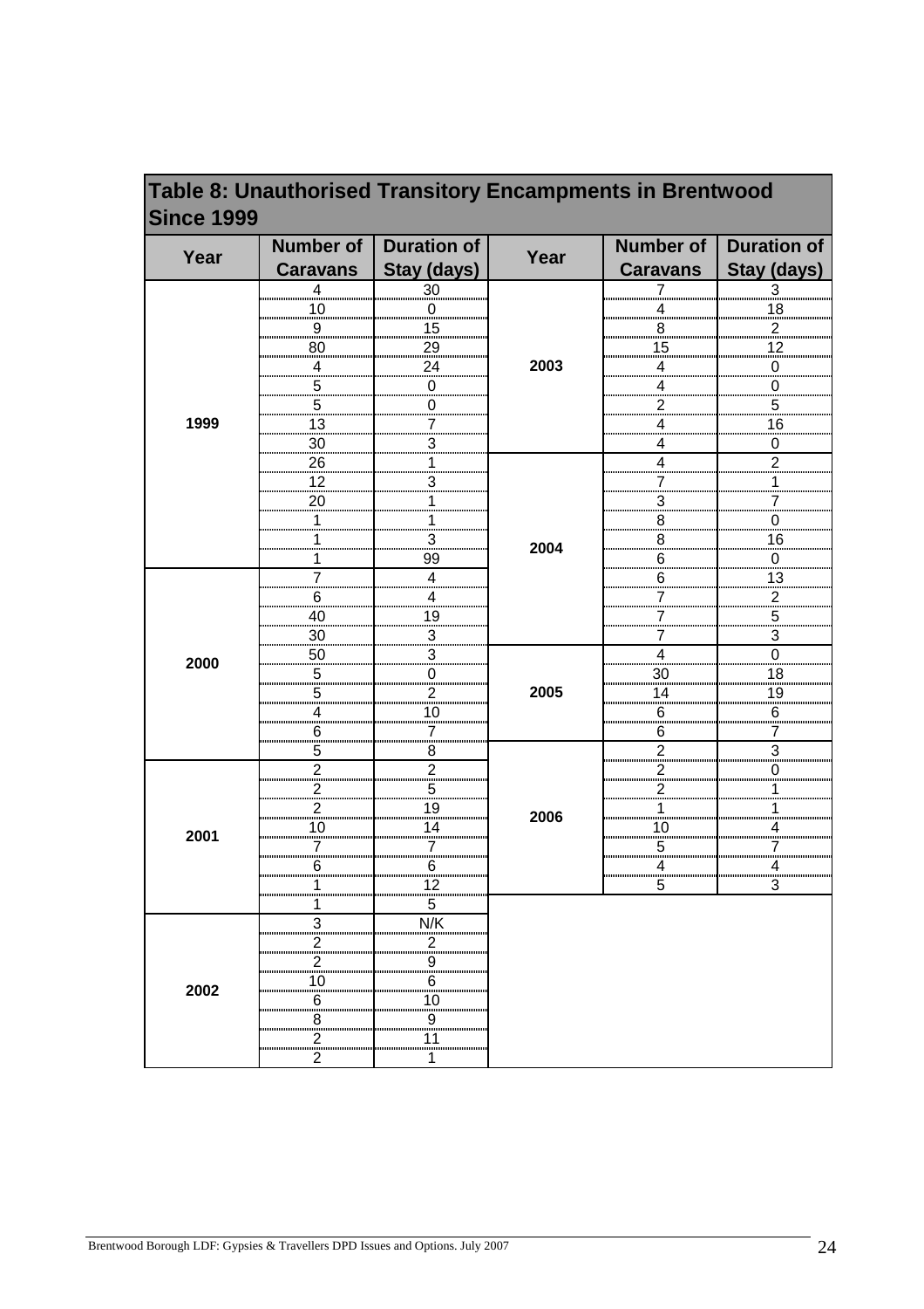## Table 8: Unauthorised Transitory Encampments in Brentwood Since 1999

| Year | Number of Caravans | Duration of Stay (days) |
|---|---|---|
| 1999 | 4 | 30 |
| | 10 | 0 |
| | 9 | 15 |
| | 80 | 29 |
| | 4 | 24 |
| | 5 | 0 |
| | 5 | 0 |
| | 13 | 7 |
| | 30 | 3 |
| | 26 | 1 |
| | 12 | 3 |
| | 20 | 1 |
| | 1 | 1 |
| | 1 | 3 |
| | 1 | 99 |
| 2000 | 7 | 4 |
| | 6 | 4 |
| | 40 | 19 |
| | 30 | 3 |
| | 50 | 3 |
| | 5 | 0 |
| | 5 | 2 |
| | 4 | 10 |
| | 6 | 7 |
| | 5 | 8 |
| 2001 | 2 | 2 |
| | 2 | 5 |
| | 2 | 19 |
| | 10 | 14 |
| | 7 | 7 |
| | 6 | 6 |
| | 1 | 12 |
| | 1 | 5 |
| 2002 | 3 | N/K |
| | 2 | 2 |
| | 2 | 9 |
| | 10 | 6 |
| | 6 | 10 |
| | 8 | 9 |
| | 2 | 11 |
| | 2 | 1 |
| 2003 | 7 | 3 |
| | 4 | 18 |
| | 8 | 2 |
| | 15 | 12 |
| | 4 | 0 |
| | 4 | 0 |
| | 2 | 5 |
| | 4 | 16 |
| | 4 | 0 |
| 2004 | 4 | 2 |
| | 7 | 1 |
| | 3 | 7 |
| | 8 | 0 |
| | 8 | 16 |
| | 6 | 0 |
| | 6 | 13 |
| | 7 | 2 |
| | 7 | 5 |
| | 7 | 3 |
| 2005 | 4 | 0 |
| | 30 | 18 |
| | 14 | 19 |
| | 6 | 6 |
| | 6 | 7 |
| 2006 | 2 | 3 |
| | 2 | 0 |
| | 2 | 1 |
| | 1 | 1 |
| | 10 | 4 |
| | 5 | 7 |
| | 4 | 4 |
| | 5 | 3 |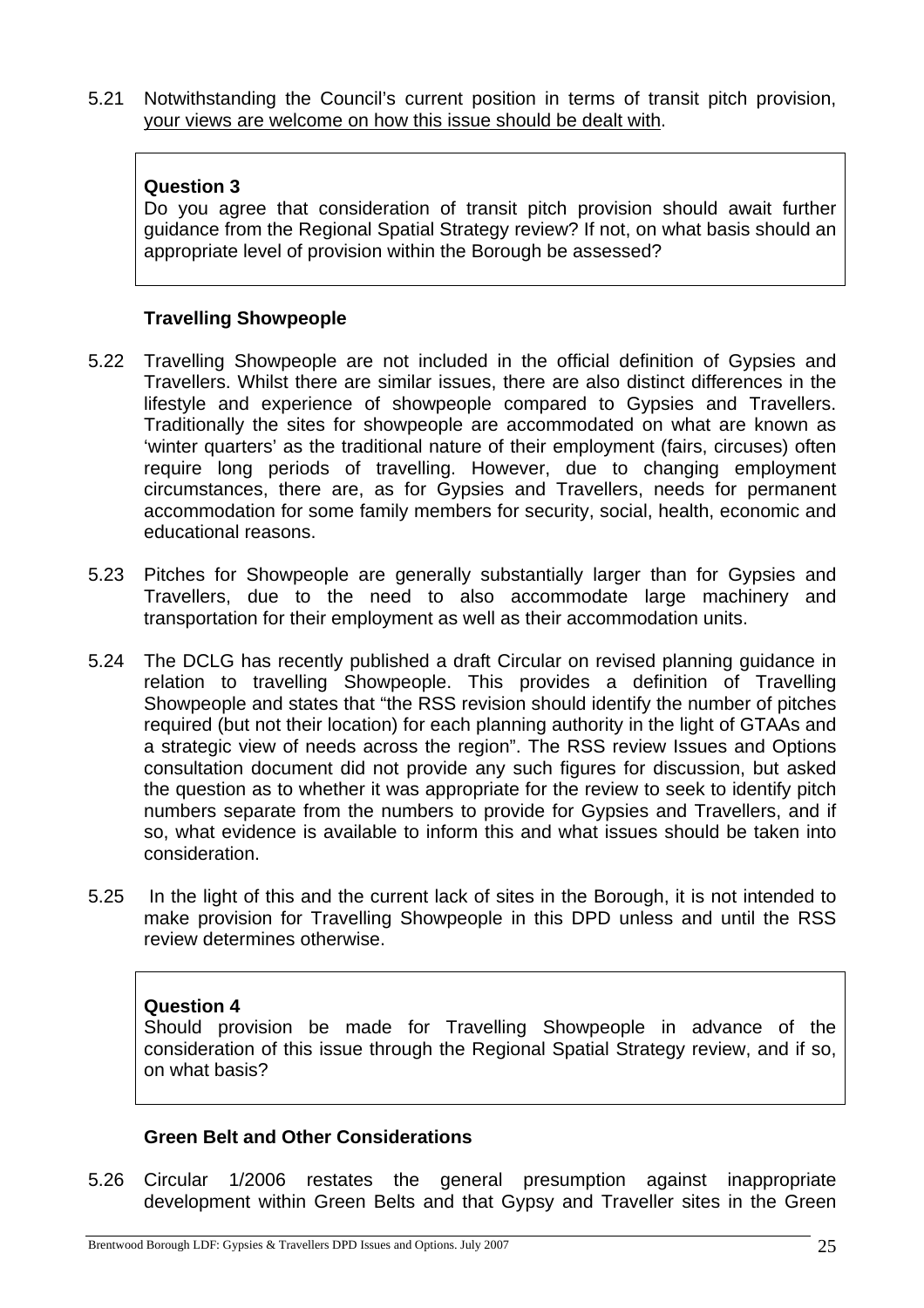5.21 Notwithstanding the Council's current position in terms of transit pitch provision, your views are welcome on how this issue should be dealt with.

> **Question 3**
> Do you agree that consideration of transit pitch provision should await further guidance from the Regional Spatial Strategy review? If not, on what basis should an appropriate level of provision within the Borough be assessed?

### Travelling Showpeople

5.22 Travelling Showpeople are not included in the official definition of Gypsies and Travellers. Whilst there are similar issues, there are also distinct differences in the lifestyle and experience of showpeople compared to Gypsies and Travellers. Traditionally the sites for showpeople are accommodated on what are known as 'winter quarters' as the traditional nature of their employment (fairs, circuses) often require long periods of travelling. However, due to changing employment circumstances, there are, as for Gypsies and Travellers, needs for permanent accommodation for some family members for security, social, health, economic and educational reasons.

5.23 Pitches for Showpeople are generally substantially larger than for Gypsies and Travellers, due to the need to also accommodate large machinery and transportation for their employment as well as their accommodation units.

5.24 The DCLG has recently published a draft Circular on revised planning guidance in relation to travelling Showpeople. This provides a definition of Travelling Showpeople and states that "the RSS revision should identify the number of pitches required (but not their location) for each planning authority in the light of GTAAs and a strategic view of needs across the region". The RSS review Issues and Options consultation document did not provide any such figures for discussion, but asked the question as to whether it was appropriate for the review to seek to identify pitch numbers separate from the numbers to provide for Gypsies and Travellers, and if so, what evidence is available to inform this and what issues should be taken into consideration.

5.25 In the light of this and the current lack of sites in the Borough, it is not intended to make provision for Travelling Showpeople in this DPD unless and until the RSS review determines otherwise.

> **Question 4**
> Should provision be made for Travelling Showpeople in advance of the consideration of this issue through the Regional Spatial Strategy review, and if so, on what basis?

### Green Belt and Other Considerations

5.26 Circular 1/2006 restates the general presumption against inappropriate development within Green Belts and that Gypsy and Traveller sites in the Green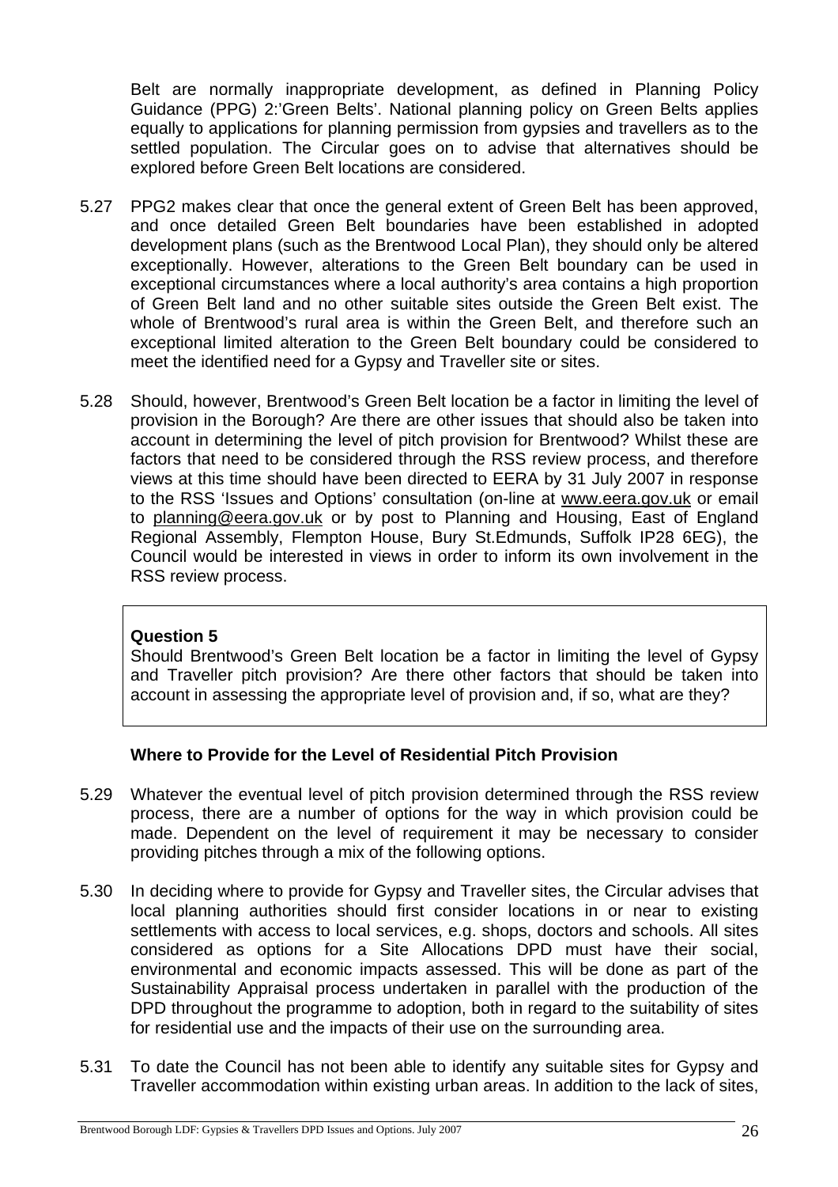Belt are normally inappropriate development, as defined in Planning Policy Guidance (PPG) 2:'Green Belts'. National planning policy on Green Belts applies equally to applications for planning permission from gypsies and travellers as to the settled population. The Circular goes on to advise that alternatives should be explored before Green Belt locations are considered.

5.27 PPG2 makes clear that once the general extent of Green Belt has been approved, and once detailed Green Belt boundaries have been established in adopted development plans (such as the Brentwood Local Plan), they should only be altered exceptionally. However, alterations to the Green Belt boundary can be used in exceptional circumstances where a local authority's area contains a high proportion of Green Belt land and no other suitable sites outside the Green Belt exist. The whole of Brentwood's rural area is within the Green Belt, and therefore such an exceptional limited alteration to the Green Belt boundary could be considered to meet the identified need for a Gypsy and Traveller site or sites.

5.28 Should, however, Brentwood's Green Belt location be a factor in limiting the level of provision in the Borough? Are there are other issues that should also be taken into account in determining the level of pitch provision for Brentwood? Whilst these are factors that need to be considered through the RSS review process, and therefore views at this time should have been directed to EERA by 31 July 2007 in response to the RSS 'Issues and Options' consultation (on-line at www.eera.gov.uk or email to planning@eera.gov.uk or by post to Planning and Housing, East of England Regional Assembly, Flempton House, Bury St.Edmunds, Suffolk IP28 6EG), the Council would be interested in views in order to inform its own involvement in the RSS review process.

**Question 5**

Should Brentwood's Green Belt location be a factor in limiting the level of Gypsy and Traveller pitch provision? Are there other factors that should be taken into account in assessing the appropriate level of provision and, if so, what are they?

### Where to Provide for the Level of Residential Pitch Provision

5.29 Whatever the eventual level of pitch provision determined through the RSS review process, there are a number of options for the way in which provision could be made. Dependent on the level of requirement it may be necessary to consider providing pitches through a mix of the following options.

5.30 In deciding where to provide for Gypsy and Traveller sites, the Circular advises that local planning authorities should first consider locations in or near to existing settlements with access to local services, e.g. shops, doctors and schools. All sites considered as options for a Site Allocations DPD must have their social, environmental and economic impacts assessed. This will be done as part of the Sustainability Appraisal process undertaken in parallel with the production of the DPD throughout the programme to adoption, both in regard to the suitability of sites for residential use and the impacts of their use on the surrounding area.

5.31 To date the Council has not been able to identify any suitable sites for Gypsy and Traveller accommodation within existing urban areas. In addition to the lack of sites,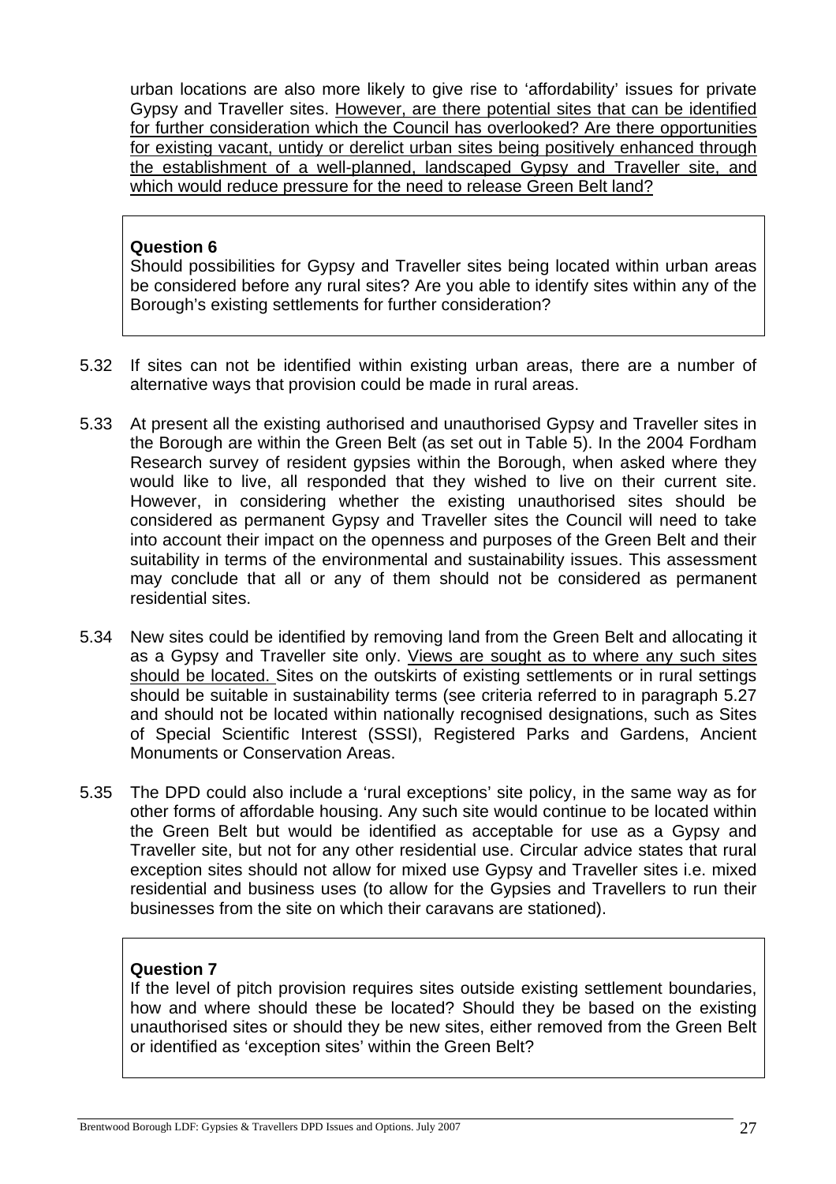urban locations are also more likely to give rise to 'affordability' issues for private Gypsy and Traveller sites. <u>However, are there potential sites that can be identified for further consideration which the Council has overlooked? Are there opportunities for existing vacant, untidy or derelict urban sites being positively enhanced through the establishment of a well-planned, landscaped Gypsy and Traveller site, and which would reduce pressure for the need to release Green Belt land?</u>

> **Question 6**
>
> Should possibilities for Gypsy and Traveller sites being located within urban areas be considered before any rural sites? Are you able to identify sites within any of the Borough's existing settlements for further consideration?

5.32 If sites can not be identified within existing urban areas, there are a number of alternative ways that provision could be made in rural areas.

5.33 At present all the existing authorised and unauthorised Gypsy and Traveller sites in the Borough are within the Green Belt (as set out in Table 5). In the 2004 Fordham Research survey of resident gypsies within the Borough, when asked where they would like to live, all responded that they wished to live on their current site. However, in considering whether the existing unauthorised sites should be considered as permanent Gypsy and Traveller sites the Council will need to take into account their impact on the openness and purposes of the Green Belt and their suitability in terms of the environmental and sustainability issues. This assessment may conclude that all or any of them should not be considered as permanent residential sites.

5.34 New sites could be identified by removing land from the Green Belt and allocating it as a Gypsy and Traveller site only. <u>Views are sought as to where any such sites should be located.</u> Sites on the outskirts of existing settlements or in rural settings should be suitable in sustainability terms (see criteria referred to in paragraph 5.27 and should not be located within nationally recognised designations, such as Sites of Special Scientific Interest (SSSI), Registered Parks and Gardens, Ancient Monuments or Conservation Areas.

5.35 The DPD could also include a 'rural exceptions' site policy, in the same way as for other forms of affordable housing. Any such site would continue to be located within the Green Belt but would be identified as acceptable for use as a Gypsy and Traveller site, but not for any other residential use. Circular advice states that rural exception sites should not allow for mixed use Gypsy and Traveller sites i.e. mixed residential and business uses (to allow for the Gypsies and Travellers to run their businesses from the site on which their caravans are stationed).

> **Question 7**
>
> If the level of pitch provision requires sites outside existing settlement boundaries, how and where should these be located? Should they be based on the existing unauthorised sites or should they be new sites, either removed from the Green Belt or identified as 'exception sites' within the Green Belt?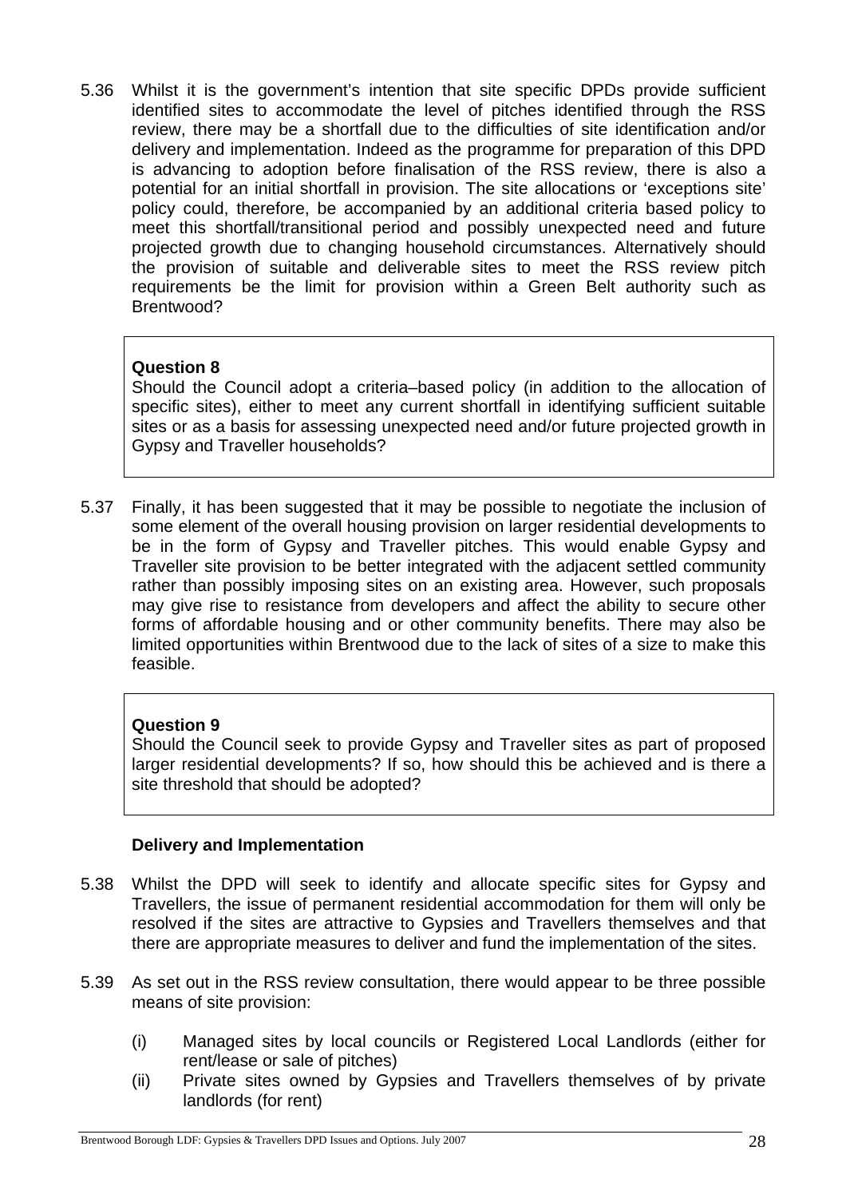5.36 Whilst it is the government's intention that site specific DPDs provide sufficient identified sites to accommodate the level of pitches identified through the RSS review, there may be a shortfall due to the difficulties of site identification and/or delivery and implementation. Indeed as the programme for preparation of this DPD is advancing to adoption before finalisation of the RSS review, there is also a potential for an initial shortfall in provision. The site allocations or 'exceptions site' policy could, therefore, be accompanied by an additional criteria based policy to meet this shortfall/transitional period and possibly unexpected need and future projected growth due to changing household circumstances. Alternatively should the provision of suitable and deliverable sites to meet the RSS review pitch requirements be the limit for provision within a Green Belt authority such as Brentwood?

> **Question 8**
> Should the Council adopt a criteria–based policy (in addition to the allocation of specific sites), either to meet any current shortfall in identifying sufficient suitable sites or as a basis for assessing unexpected need and/or future projected growth in Gypsy and Traveller households?

5.37 Finally, it has been suggested that it may be possible to negotiate the inclusion of some element of the overall housing provision on larger residential developments to be in the form of Gypsy and Traveller pitches. This would enable Gypsy and Traveller site provision to be better integrated with the adjacent settled community rather than possibly imposing sites on an existing area. However, such proposals may give rise to resistance from developers and affect the ability to secure other forms of affordable housing and or other community benefits. There may also be limited opportunities within Brentwood due to the lack of sites of a size to make this feasible.

> **Question 9**
> Should the Council seek to provide Gypsy and Traveller sites as part of proposed larger residential developments? If so, how should this be achieved and is there a site threshold that should be adopted?

### Delivery and Implementation

5.38 Whilst the DPD will seek to identify and allocate specific sites for Gypsy and Travellers, the issue of permanent residential accommodation for them will only be resolved if the sites are attractive to Gypsies and Travellers themselves and that there are appropriate measures to deliver and fund the implementation of the sites.

5.39 As set out in the RSS review consultation, there would appear to be three possible means of site provision:

(i) Managed sites by local councils or Registered Local Landlords (either for rent/lease or sale of pitches)

(ii) Private sites owned by Gypsies and Travellers themselves of by private landlords (for rent)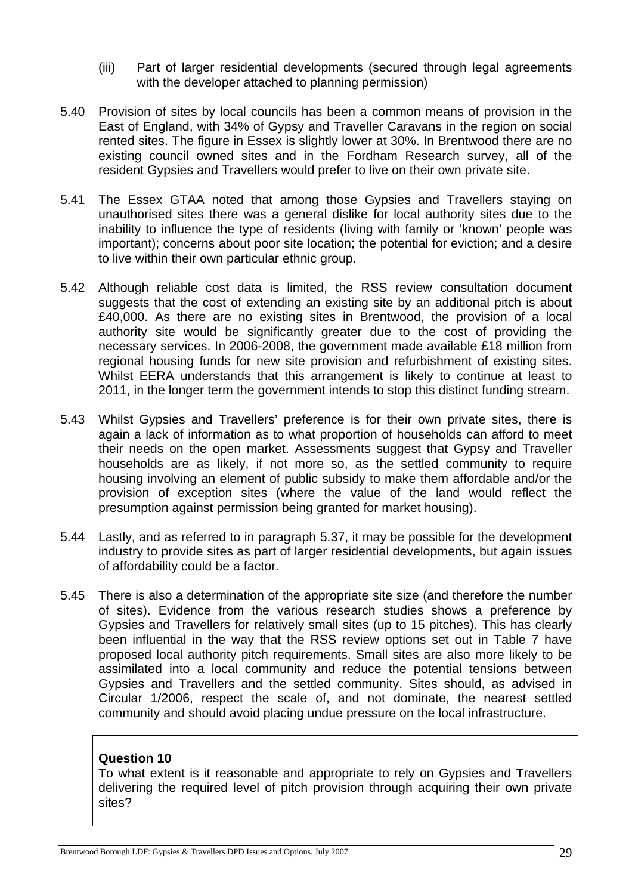(iii) Part of larger residential developments (secured through legal agreements with the developer attached to planning permission)

5.40 Provision of sites by local councils has been a common means of provision in the East of England, with 34% of Gypsy and Traveller Caravans in the region on social rented sites. The figure in Essex is slightly lower at 30%. In Brentwood there are no existing council owned sites and in the Fordham Research survey, all of the resident Gypsies and Travellers would prefer to live on their own private site.

5.41 The Essex GTAA noted that among those Gypsies and Travellers staying on unauthorised sites there was a general dislike for local authority sites due to the inability to influence the type of residents (living with family or 'known' people was important); concerns about poor site location; the potential for eviction; and a desire to live within their own particular ethnic group.

5.42 Although reliable cost data is limited, the RSS review consultation document suggests that the cost of extending an existing site by an additional pitch is about £40,000. As there are no existing sites in Brentwood, the provision of a local authority site would be significantly greater due to the cost of providing the necessary services. In 2006-2008, the government made available £18 million from regional housing funds for new site provision and refurbishment of existing sites. Whilst EERA understands that this arrangement is likely to continue at least to 2011, in the longer term the government intends to stop this distinct funding stream.

5.43 Whilst Gypsies and Travellers' preference is for their own private sites, there is again a lack of information as to what proportion of households can afford to meet their needs on the open market. Assessments suggest that Gypsy and Traveller households are as likely, if not more so, as the settled community to require housing involving an element of public subsidy to make them affordable and/or the provision of exception sites (where the value of the land would reflect the presumption against permission being granted for market housing).

5.44 Lastly, and as referred to in paragraph 5.37, it may be possible for the development industry to provide sites as part of larger residential developments, but again issues of affordability could be a factor.

5.45 There is also a determination of the appropriate site size (and therefore the number of sites). Evidence from the various research studies shows a preference by Gypsies and Travellers for relatively small sites (up to 15 pitches). This has clearly been influential in the way that the RSS review options set out in Table 7 have proposed local authority pitch requirements. Small sites are also more likely to be assimilated into a local community and reduce the potential tensions between Gypsies and Travellers and the settled community. Sites should, as advised in Circular 1/2006, respect the scale of, and not dominate, the nearest settled community and should avoid placing undue pressure on the local infrastructure.

**Question 10**

To what extent is it reasonable and appropriate to rely on Gypsies and Travellers delivering the required level of pitch provision through acquiring their own private sites?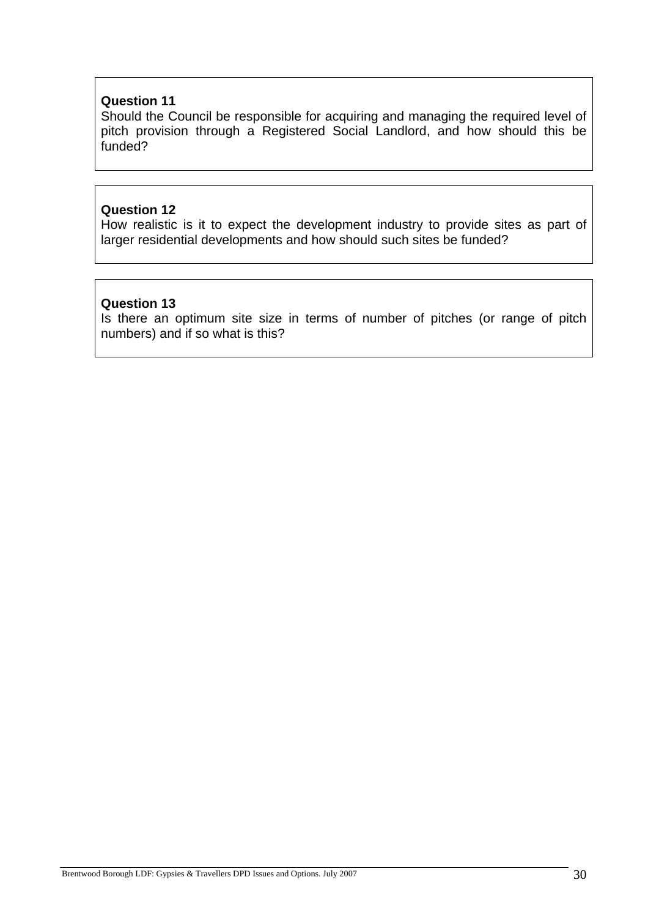**Question 11**
Should the Council be responsible for acquiring and managing the required level of pitch provision through a Registered Social Landlord, and how should this be funded?

**Question 12**
How realistic is it to expect the development industry to provide sites as part of larger residential developments and how should such sites be funded?

**Question 13**
Is there an optimum site size in terms of number of pitches (or range of pitch numbers) and if so what is this?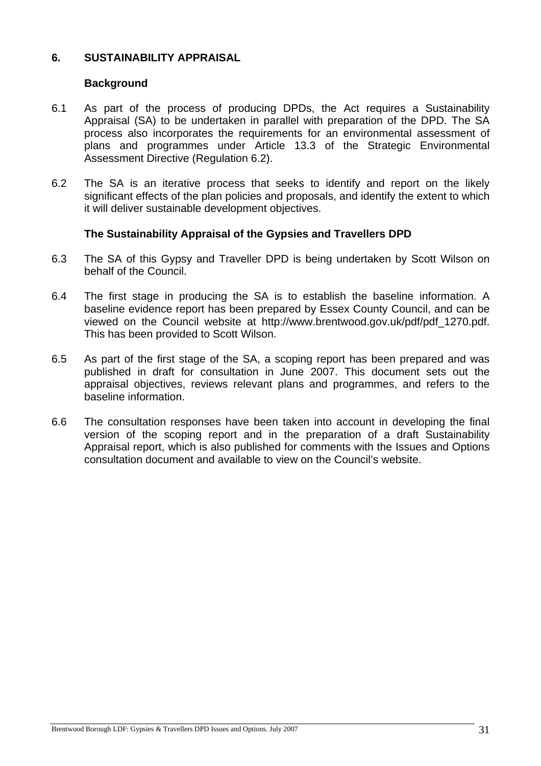## 6. SUSTAINABILITY APPRAISAL

### Background

6.1 As part of the process of producing DPDs, the Act requires a Sustainability Appraisal (SA) to be undertaken in parallel with preparation of the DPD. The SA process also incorporates the requirements for an environmental assessment of plans and programmes under Article 13.3 of the Strategic Environmental Assessment Directive (Regulation 6.2).

6.2 The SA is an iterative process that seeks to identify and report on the likely significant effects of the plan policies and proposals, and identify the extent to which it will deliver sustainable development objectives.

### The Sustainability Appraisal of the Gypsies and Travellers DPD

6.3 The SA of this Gypsy and Traveller DPD is being undertaken by Scott Wilson on behalf of the Council.

6.4 The first stage in producing the SA is to establish the baseline information. A baseline evidence report has been prepared by Essex County Council, and can be viewed on the Council website at http://www.brentwood.gov.uk/pdf/pdf_1270.pdf. This has been provided to Scott Wilson.

6.5 As part of the first stage of the SA, a scoping report has been prepared and was published in draft for consultation in June 2007. This document sets out the appraisal objectives, reviews relevant plans and programmes, and refers to the baseline information.

6.6 The consultation responses have been taken into account in developing the final version of the scoping report and in the preparation of a draft Sustainability Appraisal report, which is also published for comments with the Issues and Options consultation document and available to view on the Council's website.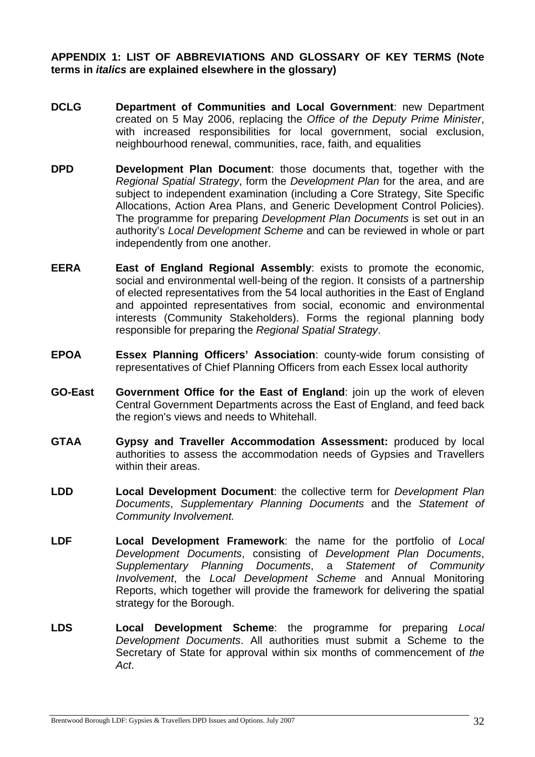**APPENDIX 1: LIST OF ABBREVIATIONS AND GLOSSARY OF KEY TERMS (Note terms in *italics* are explained elsewhere in the glossary)**

**DCLG** **Department of Communities and Local Government**: new Department created on 5 May 2006, replacing the *Office of the Deputy Prime Minister*, with increased responsibilities for local government, social exclusion, neighbourhood renewal, communities, race, faith, and equalities

**DPD** **Development Plan Document**: those documents that, together with the *Regional Spatial Strategy*, form the *Development Plan* for the area, and are subject to independent examination (including a Core Strategy, Site Specific Allocations, Action Area Plans, and Generic Development Control Policies). The programme for preparing *Development Plan Documents* is set out in an authority's *Local Development Scheme* and can be reviewed in whole or part independently from one another.

**EERA** **East of England Regional Assembly**: exists to promote the economic, social and environmental well-being of the region. It consists of a partnership of elected representatives from the 54 local authorities in the East of England and appointed representatives from social, economic and environmental interests (Community Stakeholders). Forms the regional planning body responsible for preparing the *Regional Spatial Strategy*.

**EPOA** **Essex Planning Officers' Association**: county-wide forum consisting of representatives of Chief Planning Officers from each Essex local authority

**GO-East** **Government Office for the East of England**: join up the work of eleven Central Government Departments across the East of England, and feed back the region's views and needs to Whitehall.

**GTAA** **Gypsy and Traveller Accommodation Assessment:** produced by local authorities to assess the accommodation needs of Gypsies and Travellers within their areas.

**LDD** **Local Development Document**: the collective term for *Development Plan Documents*, *Supplementary Planning Documents* and the *Statement of Community Involvement.*

**LDF** **Local Development Framework**: the name for the portfolio of *Local Development Documents*, consisting of *Development Plan Documents*, *Supplementary Planning Documents*, a *Statement of Community Involvement*, the *Local Development Scheme* and Annual Monitoring Reports, which together will provide the framework for delivering the spatial strategy for the Borough.

**LDS** **Local Development Scheme**: the programme for preparing *Local Development Documents*. All authorities must submit a Scheme to the Secretary of State for approval within six months of commencement of *the Act*.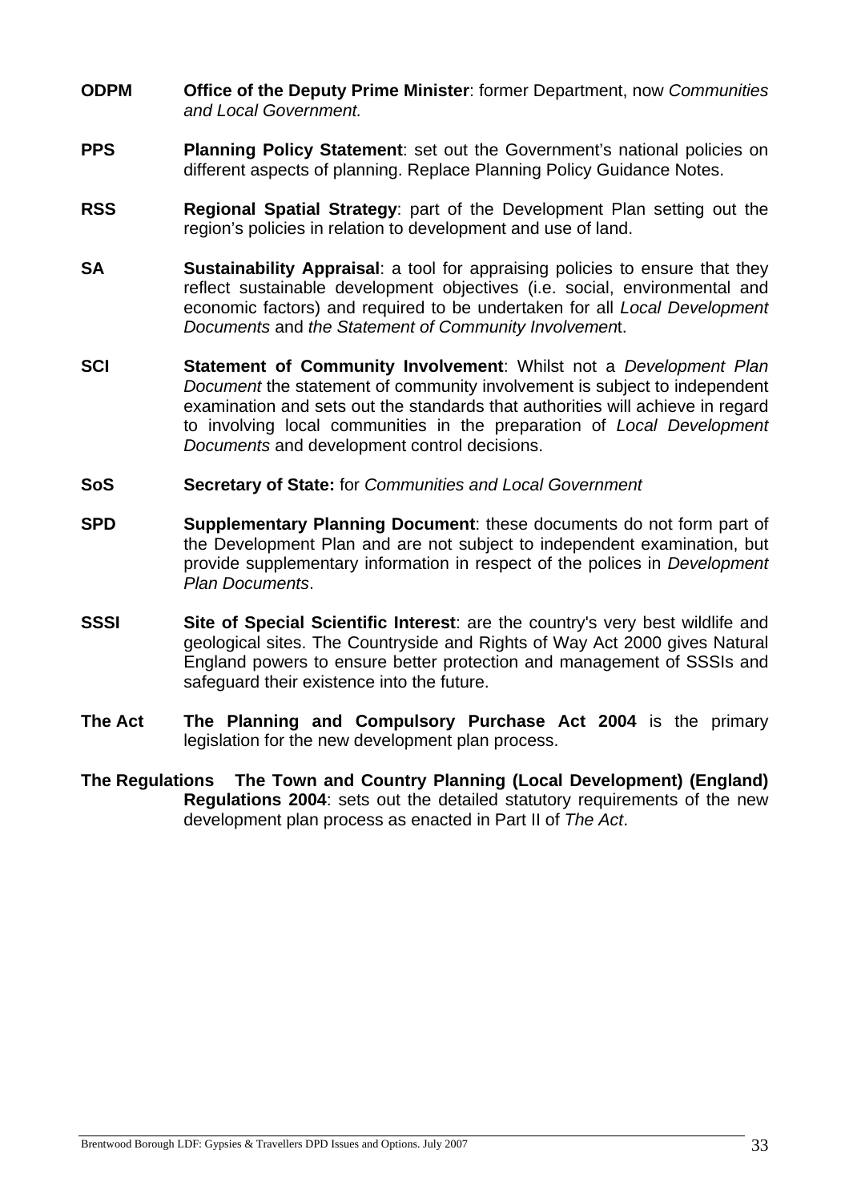**ODPM** **Office of the Deputy Prime Minister**: former Department, now *Communities and Local Government.*

**PPS** **Planning Policy Statement**: set out the Government's national policies on different aspects of planning. Replace Planning Policy Guidance Notes.

**RSS** **Regional Spatial Strategy**: part of the Development Plan setting out the region's policies in relation to development and use of land.

**SA** **Sustainability Appraisal**: a tool for appraising policies to ensure that they reflect sustainable development objectives (i.e. social, environmental and economic factors) and required to be undertaken for all *Local Development Documents* and *the Statement of Community Involvemen*t.

**SCI** **Statement of Community Involvement**: Whilst not a *Development Plan Document* the statement of community involvement is subject to independent examination and sets out the standards that authorities will achieve in regard to involving local communities in the preparation of *Local Development Documents* and development control decisions.

**SoS** **Secretary of State:** for *Communities and Local Government*

**SPD** **Supplementary Planning Document**: these documents do not form part of the Development Plan and are not subject to independent examination, but provide supplementary information in respect of the polices in *Development Plan Documents*.

**SSSI** **Site of Special Scientific Interest**: are the country's very best wildlife and geological sites. The Countryside and Rights of Way Act 2000 gives Natural England powers to ensure better protection and management of SSSIs and safeguard their existence into the future.

**The Act** **The Planning and Compulsory Purchase Act 2004** is the primary legislation for the new development plan process.

**The Regulations** **The Town and Country Planning (Local Development) (England) Regulations 2004**: sets out the detailed statutory requirements of the new development plan process as enacted in Part II of *The Act*.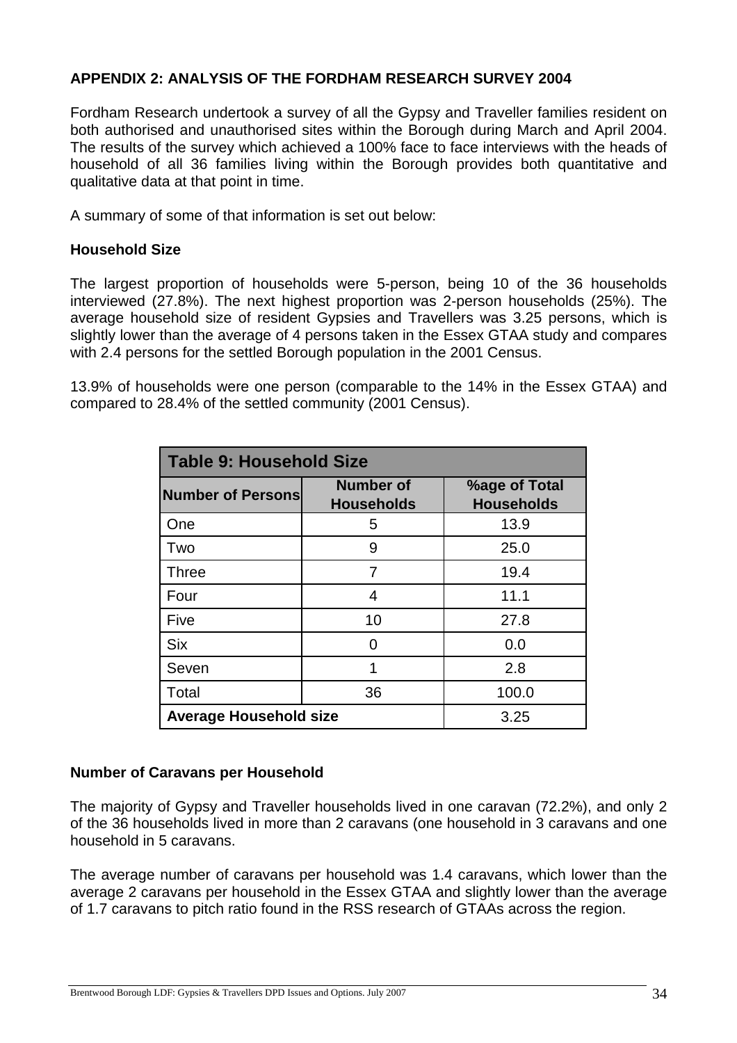## APPENDIX 2: ANALYSIS OF THE FORDHAM RESEARCH SURVEY 2004

Fordham Research undertook a survey of all the Gypsy and Traveller families resident on both authorised and unauthorised sites within the Borough during March and April 2004. The results of the survey which achieved a 100% face to face interviews with the heads of household of all 36 families living within the Borough provides both quantitative and qualitative data at that point in time.

A summary of some of that information is set out below:

### Household Size

The largest proportion of households were 5-person, being 10 of the 36 households interviewed (27.8%). The next highest proportion was 2-person households (25%). The average household size of resident Gypsies and Travellers was 3.25 persons, which is slightly lower than the average of 4 persons taken in the Essex GTAA study and compares with 2.4 persons for the settled Borough population in the 2001 Census.

13.9% of households were one person (comparable to the 14% in the Essex GTAA) and compared to 28.4% of the settled community (2001 Census).

**Table 9: Household Size**

| Number of Persons | Number of Households | %age of Total Households |
|---|---|---|
| One | 5 | 13.9 |
| Two | 9 | 25.0 |
| Three | 7 | 19.4 |
| Four | 4 | 11.1 |
| Five | 10 | 27.8 |
| Six | 0 | 0.0 |
| Seven | 1 | 2.8 |
| Total | 36 | 100.0 |
| **Average Household size** | | 3.25 |

### Number of Caravans per Household

The majority of Gypsy and Traveller households lived in one caravan (72.2%), and only 2 of the 36 households lived in more than 2 caravans (one household in 3 caravans and one household in 5 caravans.

The average number of caravans per household was 1.4 caravans, which lower than the average 2 caravans per household in the Essex GTAA and slightly lower than the average of 1.7 caravans to pitch ratio found in the RSS research of GTAAs across the region.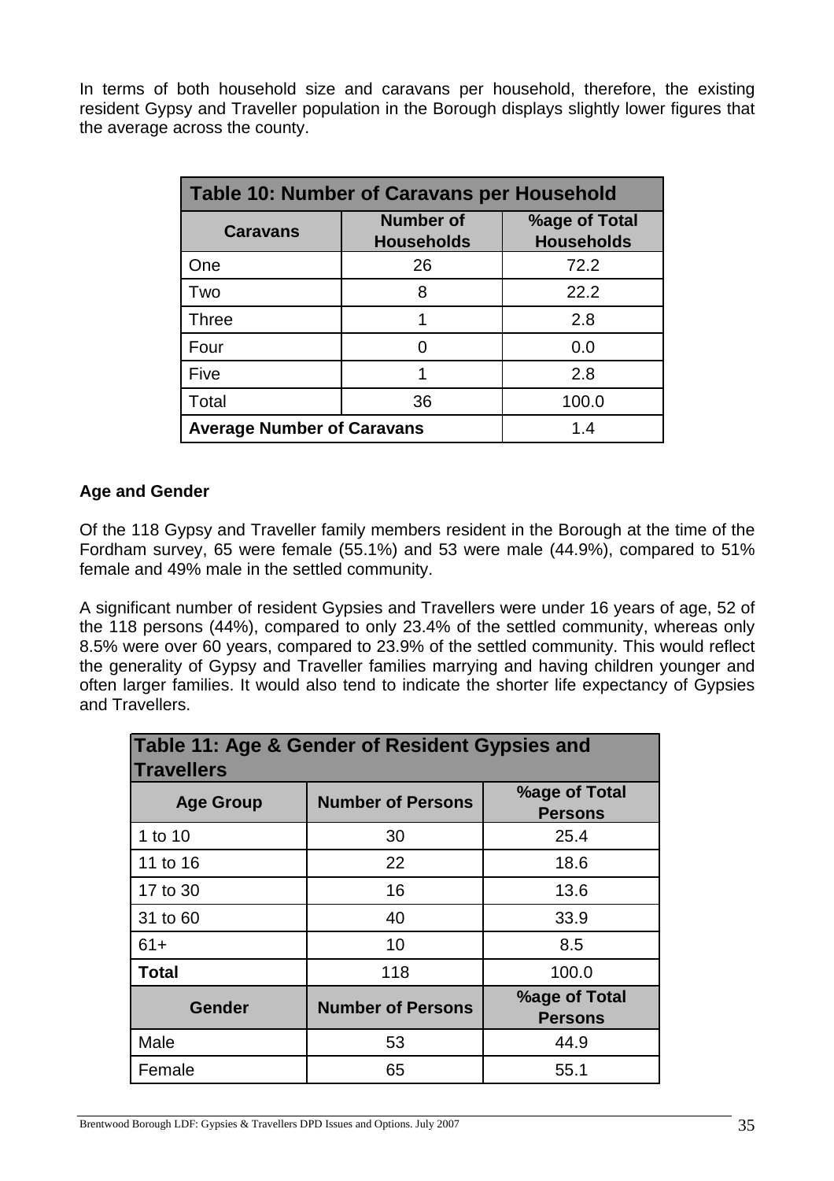In terms of both household size and caravans per household, therefore, the existing resident Gypsy and Traveller population in the Borough displays slightly lower figures that the average across the county.

| Table 10: Number of Caravans per Household | | |
|---|---|---|
| **Caravans** | **Number of Households** | **%age of Total Households** |
| One | 26 | 72.2 |
| Two | 8 | 22.2 |
| Three | 1 | 2.8 |
| Four | 0 | 0.0 |
| Five | 1 | 2.8 |
| Total | 36 | 100.0 |
| **Average Number of Caravans** | | 1.4 |

**Age and Gender**

Of the 118 Gypsy and Traveller family members resident in the Borough at the time of the Fordham survey, 65 were female (55.1%) and 53 were male (44.9%), compared to 51% female and 49% male in the settled community.

A significant number of resident Gypsies and Travellers were under 16 years of age, 52 of the 118 persons (44%), compared to only 23.4% of the settled community, whereas only 8.5% were over 60 years, compared to 23.9% of the settled community. This would reflect the generality of Gypsy and Traveller families marrying and having children younger and often larger families. It would also tend to indicate the shorter life expectancy of Gypsies and Travellers.

| Table 11: Age & Gender of Resident Gypsies and Travellers | | |
|---|---|---|
| **Age Group** | **Number of Persons** | **%age of Total Persons** |
| 1 to 10 | 30 | 25.4 |
| 11 to 16 | 22 | 18.6 |
| 17 to 30 | 16 | 13.6 |
| 31 to 60 | 40 | 33.9 |
| 61+ | 10 | 8.5 |
| **Total** | 118 | 100.0 |
| **Gender** | **Number of Persons** | **%age of Total Persons** |
| Male | 53 | 44.9 |
| Female | 65 | 55.1 |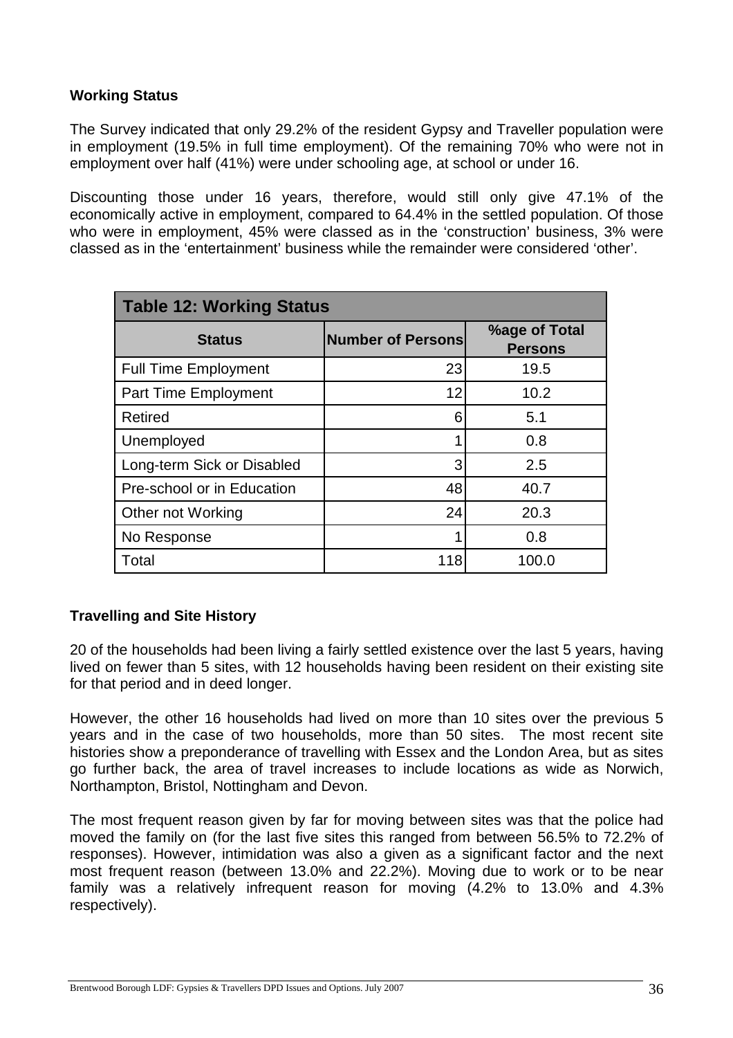**Working Status**

The Survey indicated that only 29.2% of the resident Gypsy and Traveller population were in employment (19.5% in full time employment). Of the remaining 70% who were not in employment over half (41%) were under schooling age, at school or under 16.

Discounting those under 16 years, therefore, would still only give 47.1% of the economically active in employment, compared to 64.4% in the settled population. Of those who were in employment, 45% were classed as in the 'construction' business, 3% were classed as in the 'entertainment' business while the remainder were considered 'other'.

| Table 12: Working Status | | |
|---|---|---|
| **Status** | **Number of Persons** | **%age of Total Persons** |
| Full Time Employment | 23 | 19.5 |
| Part Time Employment | 12 | 10.2 |
| Retired | 6 | 5.1 |
| Unemployed | 1 | 0.8 |
| Long-term Sick or Disabled | 3 | 2.5 |
| Pre-school or in Education | 48 | 40.7 |
| Other not Working | 24 | 20.3 |
| No Response | 1 | 0.8 |
| Total | 118 | 100.0 |

**Travelling and Site History**

20 of the households had been living a fairly settled existence over the last 5 years, having lived on fewer than 5 sites, with 12 households having been resident on their existing site for that period and in deed longer.

However, the other 16 households had lived on more than 10 sites over the previous 5 years and in the case of two households, more than 50 sites. The most recent site histories show a preponderance of travelling with Essex and the London Area, but as sites go further back, the area of travel increases to include locations as wide as Norwich, Northampton, Bristol, Nottingham and Devon.

The most frequent reason given by far for moving between sites was that the police had moved the family on (for the last five sites this ranged from between 56.5% to 72.2% of responses). However, intimidation was also a given as a significant factor and the next most frequent reason (between 13.0% and 22.2%). Moving due to work or to be near family was a relatively infrequent reason for moving (4.2% to 13.0% and 4.3% respectively).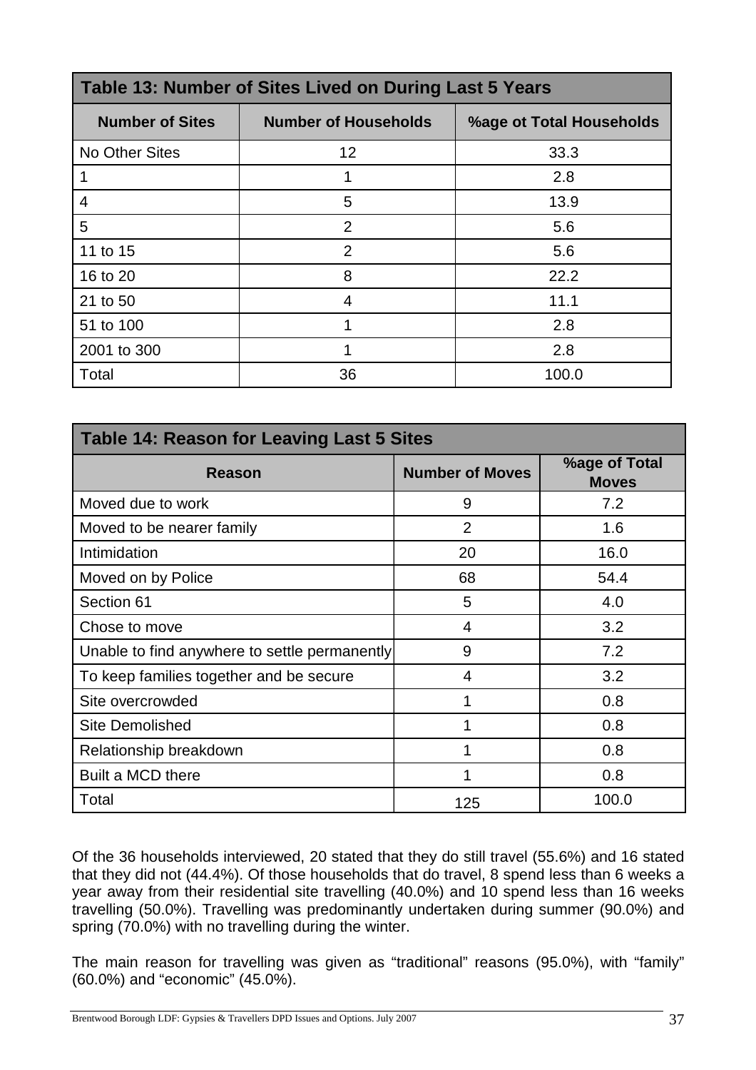| Table 13: Number of Sites Lived on During Last 5 Years | | |
|---|---|---|
| **Number of Sites** | **Number of Households** | **%age ot Total Households** |
| No Other Sites | 12 | 33.3 |
| 1 | 1 | 2.8 |
| 4 | 5 | 13.9 |
| 5 | 2 | 5.6 |
| 11 to 15 | 2 | 5.6 |
| 16 to 20 | 8 | 22.2 |
| 21 to 50 | 4 | 11.1 |
| 51 to 100 | 1 | 2.8 |
| 2001 to 300 | 1 | 2.8 |
| Total | 36 | 100.0 |

| Table 14: Reason for Leaving Last 5 Sites | | |
|---|---|---|
| **Reason** | **Number of Moves** | **%age of Total Moves** |
| Moved due to work | 9 | 7.2 |
| Moved to be nearer family | 2 | 1.6 |
| Intimidation | 20 | 16.0 |
| Moved on by Police | 68 | 54.4 |
| Section 61 | 5 | 4.0 |
| Chose to move | 4 | 3.2 |
| Unable to find anywhere to settle permanently | 9 | 7.2 |
| To keep families together and be secure | 4 | 3.2 |
| Site overcrowded | 1 | 0.8 |
| Site Demolished | 1 | 0.8 |
| Relationship breakdown | 1 | 0.8 |
| Built a MCD there | 1 | 0.8 |
| Total | 125 | 100.0 |

Of the 36 households interviewed, 20 stated that they do still travel (55.6%) and 16 stated that they did not (44.4%). Of those households that do travel, 8 spend less than 6 weeks a year away from their residential site travelling (40.0%) and 10 spend less than 16 weeks travelling (50.0%). Travelling was predominantly undertaken during summer (90.0%) and spring (70.0%) with no travelling during the winter.

The main reason for travelling was given as "traditional" reasons (95.0%), with "family" (60.0%) and "economic" (45.0%).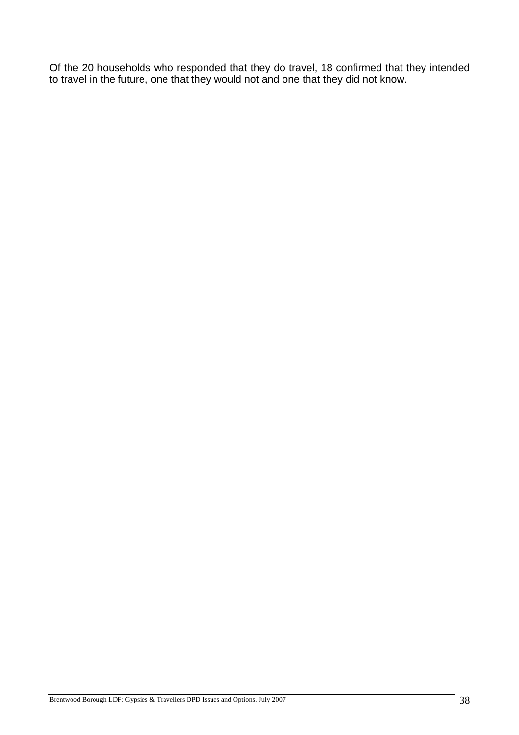Of the 20 households who responded that they do travel, 18 confirmed that they intended to travel in the future, one that they would not and one that they did not know.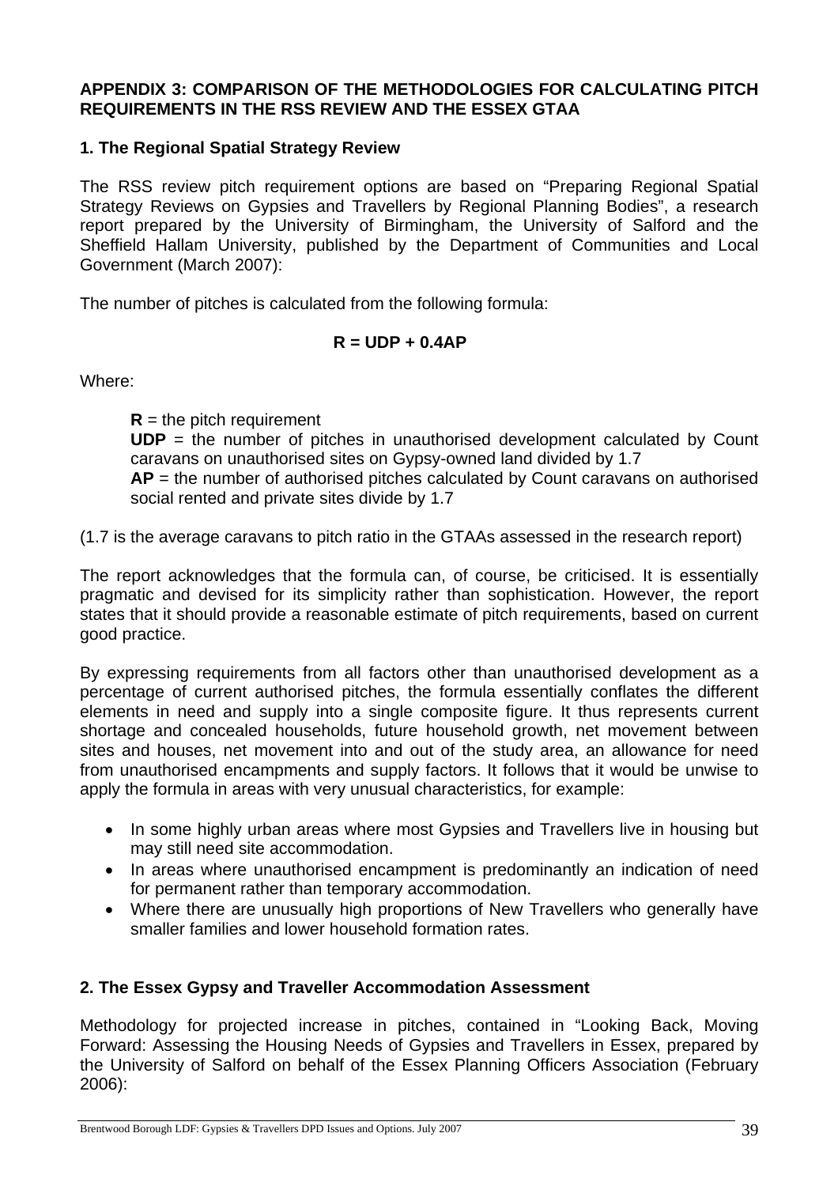**APPENDIX 3: COMPARISON OF THE METHODOLOGIES FOR CALCULATING PITCH REQUIREMENTS IN THE RSS REVIEW AND THE ESSEX GTAA**

**1. The Regional Spatial Strategy Review**

The RSS review pitch requirement options are based on "Preparing Regional Spatial Strategy Reviews on Gypsies and Travellers by Regional Planning Bodies", a research report prepared by the University of Birmingham, the University of Salford and the Sheffield Hallam University, published by the Department of Communities and Local Government (March 2007):

The number of pitches is calculated from the following formula:

$$R = UDP + 0.4AP$$

Where:

> **R** = the pitch requirement
> **UDP** = the number of pitches in unauthorised development calculated by Count caravans on unauthorised sites on Gypsy-owned land divided by 1.7
> **AP** = the number of authorised pitches calculated by Count caravans on authorised social rented and private sites divide by 1.7

(1.7 is the average caravans to pitch ratio in the GTAAs assessed in the research report)

The report acknowledges that the formula can, of course, be criticised. It is essentially pragmatic and devised for its simplicity rather than sophistication. However, the report states that it should provide a reasonable estimate of pitch requirements, based on current good practice.

By expressing requirements from all factors other than unauthorised development as a percentage of current authorised pitches, the formula essentially conflates the different elements in need and supply into a single composite figure. It thus represents current shortage and concealed households, future household growth, net movement between sites and houses, net movement into and out of the study area, an allowance for need from unauthorised encampments and supply factors. It follows that it would be unwise to apply the formula in areas with very unusual characteristics, for example:

- In some highly urban areas where most Gypsies and Travellers live in housing but may still need site accommodation.
- In areas where unauthorised encampment is predominantly an indication of need for permanent rather than temporary accommodation.
- Where there are unusually high proportions of New Travellers who generally have smaller families and lower household formation rates.

**2. The Essex Gypsy and Traveller Accommodation Assessment**

Methodology for projected increase in pitches, contained in "Looking Back, Moving Forward: Assessing the Housing Needs of Gypsies and Travellers in Essex, prepared by the University of Salford on behalf of the Essex Planning Officers Association (February 2006):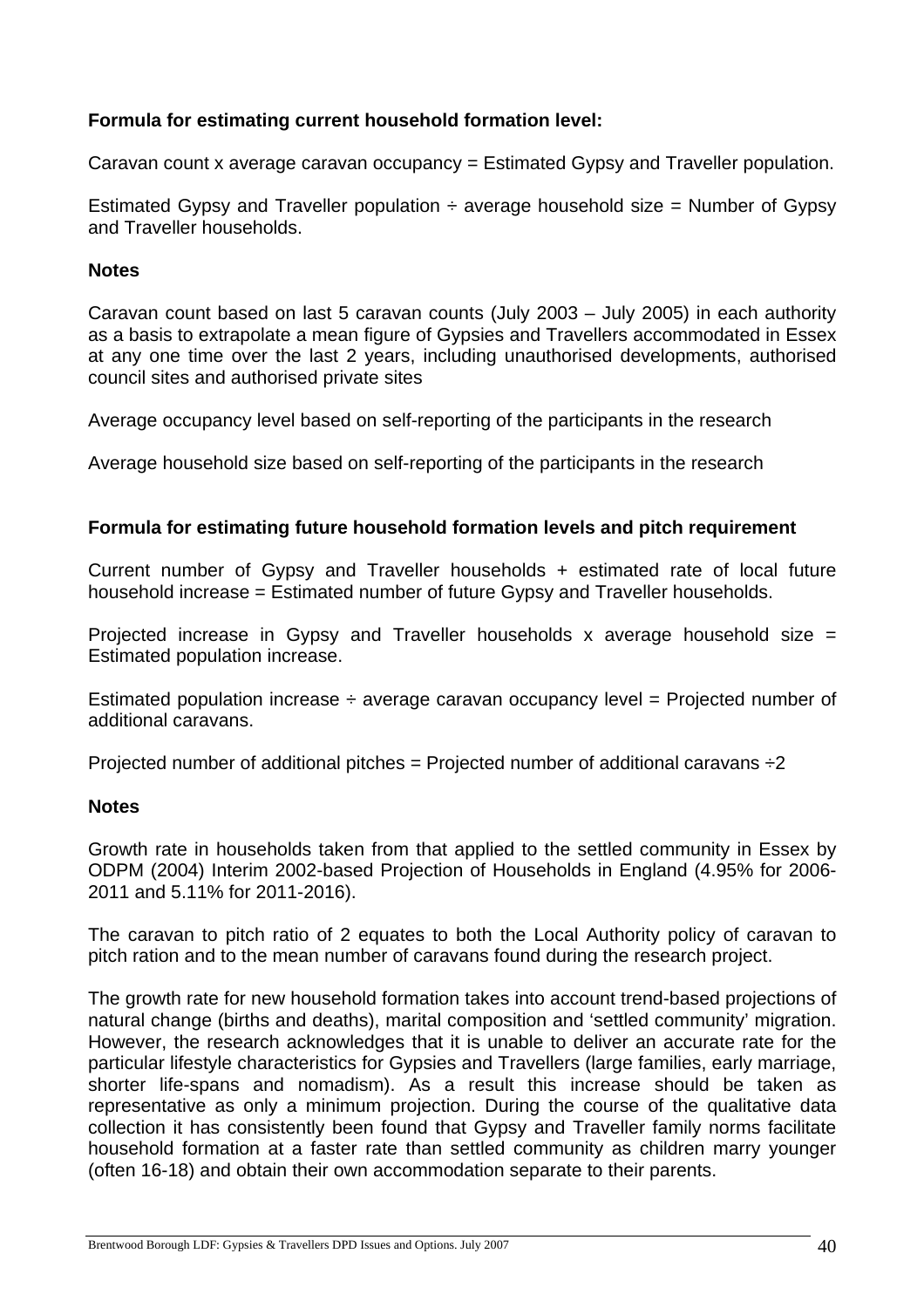**Formula for estimating current household formation level:**

Caravan count x average caravan occupancy = Estimated Gypsy and Traveller population.

Estimated Gypsy and Traveller population ÷ average household size = Number of Gypsy and Traveller households.

**Notes**

Caravan count based on last 5 caravan counts (July 2003 – July 2005) in each authority as a basis to extrapolate a mean figure of Gypsies and Travellers accommodated in Essex at any one time over the last 2 years, including unauthorised developments, authorised council sites and authorised private sites

Average occupancy level based on self-reporting of the participants in the research

Average household size based on self-reporting of the participants in the research

**Formula for estimating future household formation levels and pitch requirement**

Current number of Gypsy and Traveller households + estimated rate of local future household increase = Estimated number of future Gypsy and Traveller households.

Projected increase in Gypsy and Traveller households x average household size = Estimated population increase.

Estimated population increase ÷ average caravan occupancy level = Projected number of additional caravans.

Projected number of additional pitches = Projected number of additional caravans ÷2

**Notes**

Growth rate in households taken from that applied to the settled community in Essex by ODPM (2004) Interim 2002-based Projection of Households in England (4.95% for 2006-2011 and 5.11% for 2011-2016).

The caravan to pitch ratio of 2 equates to both the Local Authority policy of caravan to pitch ration and to the mean number of caravans found during the research project.

The growth rate for new household formation takes into account trend-based projections of natural change (births and deaths), marital composition and 'settled community' migration. However, the research acknowledges that it is unable to deliver an accurate rate for the particular lifestyle characteristics for Gypsies and Travellers (large families, early marriage, shorter life-spans and nomadism). As a result this increase should be taken as representative as only a minimum projection. During the course of the qualitative data collection it has consistently been found that Gypsy and Traveller family norms facilitate household formation at a faster rate than settled community as children marry younger (often 16-18) and obtain their own accommodation separate to their parents.